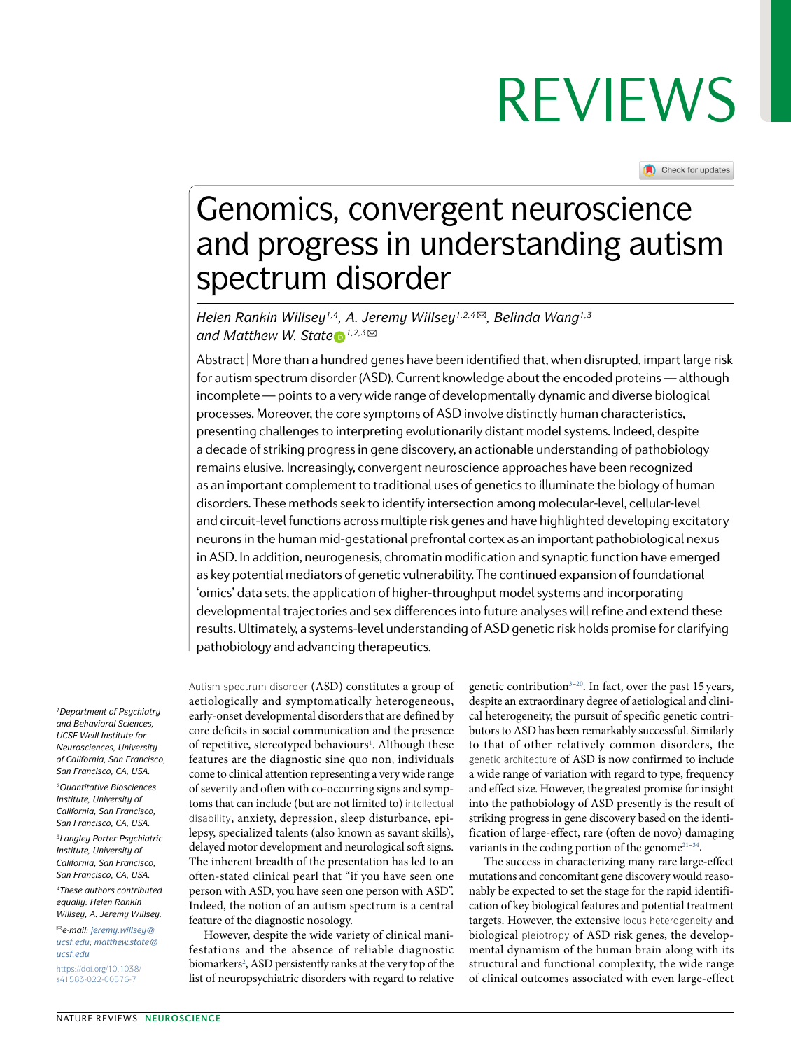REVIEWS

# Genomics, convergent neuroscience and progress in understanding autism spectrum disorder

*Helen Rankin Willsey[1,4], A. Jeremy Willsey[1,2,4]✉, Belinda Wang[1,3] and Matthew W. State[1,2,3]✉*

Abstract | More than a hundred genes have been identified that, when disrupted, impart large risk for autism spectrum disorder (ASD). Current knowledge about the encoded proteins — although incomplete — points to a very wide range of developmentally dynamic and diverse biological processes. Moreover, the core symptoms of ASD involve distinctly human characteristics, presenting challenges to interpreting evolutionarily distant model systems. Indeed, despite a decade of striking progress in gene discovery, an actionable understanding of pathobiology remains elusive. Increasingly, convergent neuroscience approaches have been recognized as an important complement to traditional uses of genetics to illuminate the biology of human disorders. These methods seek to identify intersection among molecular-level, cellular-level and circuit-level functions across multiple risk genes and have highlighted developing excitatory neurons in the human mid-gestational prefrontal cortex as an important pathobiological nexus in ASD. In addition, neurogenesis, chromatin modification and synaptic function have emerged as key potential mediators of genetic vulnerability. The continued expansion of foundational 'omics' data sets, the application of higher-throughput model systems and incorporating developmental trajectories and sex differences into future analyses will refine and extend these results. Ultimately, a systems-level understanding of ASD genetic risk holds promise for clarifying pathobiology and advancing therapeutics.

*[1]Department of Psychiatry and Behavioral Sciences, UCSF Weill Institute for Neurosciences, University of California, San Francisco, San Francisco, CA, USA.*

*[2]Quantitative Biosciences Institute, University of California, San Francisco, San Francisco, CA, USA.*

*[3]Langley Porter Psychiatric Institute, University of California, San Francisco, San Francisco, CA, USA.*

*[4]These authors contributed equally: Helen Rankin Willsey, A. Jeremy Willsey.*

*✉e-mail: jeremy.willsey@ucsf.edu; matthew.state@ucsf.edu*

https://doi.org/10.1038/s41583-022-00576-7

Autism spectrum disorder (ASD) constitutes a group of aetiologically and symptomatically heterogeneous, early-onset developmental disorders that are defined by core deficits in social communication and the presence of repetitive, stereotyped behaviours[1]. Although these features are the diagnostic sine quo non, individuals come to clinical attention representing a very wide range of severity and often with co-occurring signs and symptoms that can include (but are not limited to) intellectual disability, anxiety, depression, sleep disturbance, epilepsy, specialized talents (also known as savant skills), delayed motor development and neurological soft signs. The inherent breadth of the presentation has led to an often-stated clinical pearl that "if you have seen one person with ASD, you have seen one person with ASD". Indeed, the notion of an autism spectrum is a central feature of the diagnostic nosology.

However, despite the wide variety of clinical manifestations and the absence of reliable diagnostic biomarkers[2], ASD persistently ranks at the very top of the list of neuropsychiatric disorders with regard to relative genetic contribution[3–20]. In fact, over the past 15 years, despite an extraordinary degree of aetiological and clinical heterogeneity, the pursuit of specific genetic contributors to ASD has been remarkably successful. Similarly to that of other relatively common disorders, the genetic architecture of ASD is now confirmed to include a wide range of variation with regard to type, frequency and effect size. However, the greatest promise for insight into the pathobiology of ASD presently is the result of striking progress in gene discovery based on the identification of large-effect, rare (often de novo) damaging variants in the coding portion of the genome[21–34].

The success in characterizing many rare large-effect mutations and concomitant gene discovery would reasonably be expected to set the stage for the rapid identification of key biological features and potential treatment targets. However, the extensive locus heterogeneity and biological pleiotropy of ASD risk genes, the developmental dynamism of the human brain along with its structural and functional complexity, the wide range of clinical outcomes associated with even large-effect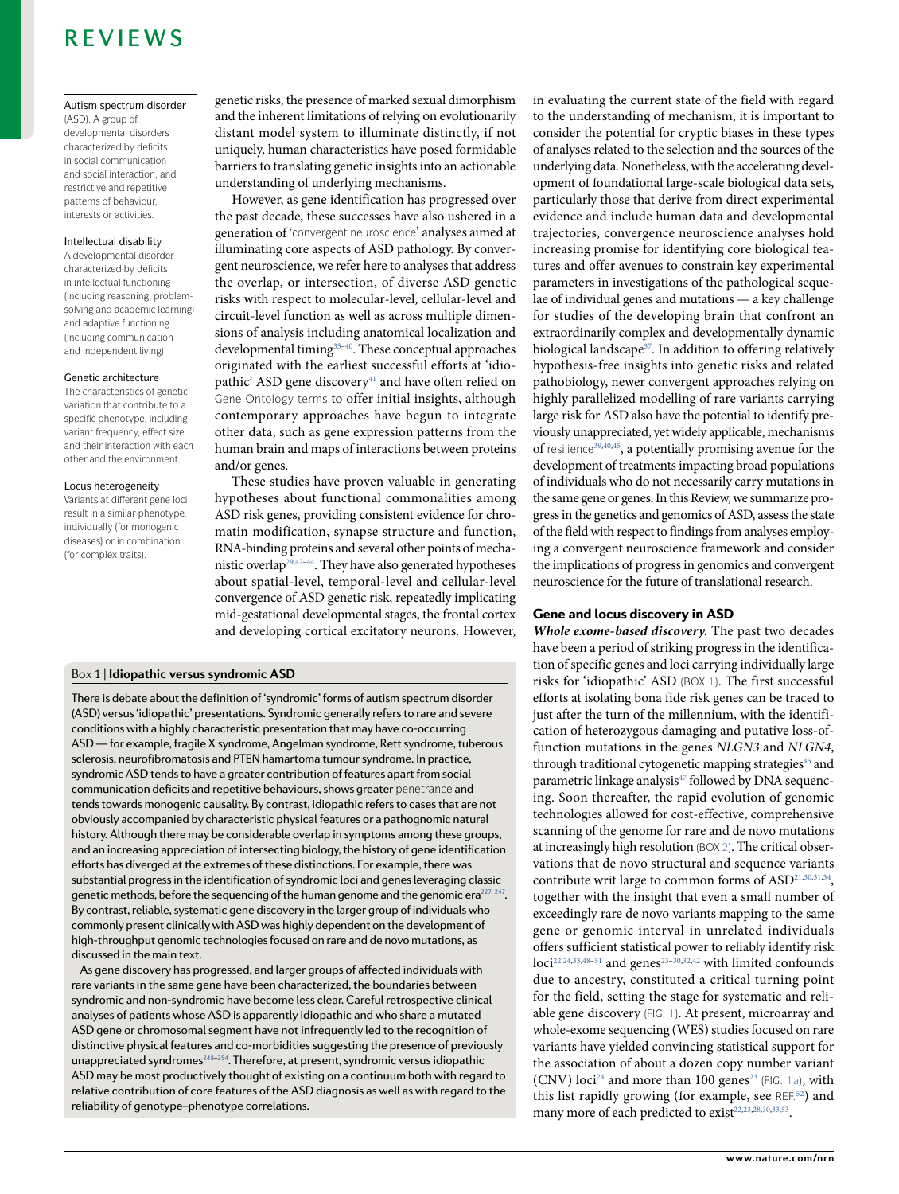**Autism spectrum disorder** (ASD). A group of developmental disorders characterized by deficits in social communication and social interaction, and restrictive and repetitive patterns of behaviour, interests or activities.

**Intellectual disability** A developmental disorder characterized by deficits in intellectual functioning (including reasoning, problem-solving and academic learning) and adaptive functioning (including communication and independent living).

**Genetic architecture** The characteristics of genetic variation that contribute to a specific phenotype, including variant frequency, effect size and their interaction with each other and the environment.

**Locus heterogeneity** Variants at different gene loci result in a similar phenotype, individually (for monogenic diseases) or in combination (for complex traits).

genetic risks, the presence of marked sexual dimorphism and the inherent limitations of relying on evolutionarily distant model system to illuminate distinctly, if not uniquely, human characteristics have posed formidable barriers to translating genetic insights into an actionable understanding of underlying mechanisms.

However, as gene identification has progressed over the past decade, these successes have also ushered in a generation of 'convergent neuroscience' analyses aimed at illuminating core aspects of ASD pathology. By convergent neuroscience, we refer here to analyses that address the overlap, or intersection, of diverse ASD genetic risks with respect to molecular-level, cellular-level and circuit-level function as well as across multiple dimensions of analysis including anatomical localization and developmental timing[35–40]. These conceptual approaches originated with the earliest successful efforts at 'idiopathic' ASD gene discovery[41] and have often relied on Gene Ontology terms to offer initial insights, although contemporary approaches have begun to integrate other data, such as gene expression patterns from the human brain and maps of interactions between proteins and/or genes.

These studies have proven valuable in generating hypotheses about functional commonalities among ASD risk genes, providing consistent evidence for chromatin modification, synapse structure and function, RNA-binding proteins and several other points of mechanistic overlap[29,42–44]. They have also generated hypotheses about spatial-level, temporal-level and cellular-level convergence of ASD genetic risk, repeatedly implicating mid-gestational developmental stages, the frontal cortex and developing cortical excitatory neurons. However, in evaluating the current state of the field with regard to the understanding of mechanism, it is important to consider the potential for cryptic biases in these types of analyses related to the selection and the sources of the underlying data. Nonetheless, with the accelerating development of foundational large-scale biological data sets, particularly those that derive from direct experimental evidence and include human data and developmental trajectories, convergence neuroscience analyses hold increasing promise for identifying core biological features and offer avenues to constrain key experimental parameters in investigations of the pathological sequelae of individual genes and mutations — a key challenge for studies of the developing brain that confront an extraordinarily complex and developmentally dynamic biological landscape[37]. In addition to offering relatively hypothesis-free insights into genetic risks and related pathobiology, newer convergent approaches relying on highly parallelized modelling of rare variants carrying large risk for ASD also have the potential to identify previously unappreciated, yet widely applicable, mechanisms of resilience[39,40,45], a potentially promising avenue for the development of treatments impacting broad populations of individuals who do not necessarily carry mutations in the same gene or genes. In this Review, we summarize progress in the genetics and genomics of ASD, assess the state of the field with respect to findings from analyses employing a convergent neuroscience framework and consider the implications of progress in genomics and convergent neuroscience for the future of translational research.

> **Box 1 | Idiopathic versus syndromic ASD**
>
> There is debate about the definition of 'syndromic' forms of autism spectrum disorder (ASD) versus 'idiopathic' presentations. Syndromic generally refers to rare and severe conditions with a highly characteristic presentation that may have co-occurring ASD — for example, fragile X syndrome, Angelman syndrome, Rett syndrome, tuberous sclerosis, neurofibromatosis and PTEN hamartoma tumour syndrome. In practice, syndromic ASD tends to have a greater contribution of features apart from social communication deficits and repetitive behaviours, shows greater penetrance and tends towards monogenic causality. By contrast, idiopathic refers to cases that are not obviously accompanied by characteristic physical features or a pathognomonic natural history. Although there may be considerable overlap in symptoms among these groups, and an increasing appreciation of intersecting biology, the history of gene identification efforts has diverged at the extremes of these distinctions. For example, there was substantial progress in the identification of syndromic loci and genes leveraging classic genetic methods, before the sequencing of the human genome and the genomic era[227–247]. By contrast, reliable, systematic gene discovery in the larger group of individuals who commonly present clinically with ASD was highly dependent on the development of high-throughput genomic technologies focused on rare and de novo mutations, as discussed in the main text.
>
> As gene discovery has progressed, and larger groups of affected individuals with rare variants in the same gene have been characterized, the boundaries between syndromic and non-syndromic have become less clear. Careful retrospective clinical analyses of patients whose ASD is apparently idiopathic and who share a mutated ASD gene or chromosomal segment have not infrequently led to the recognition of distinctive physical features and co-morbidities suggesting the presence of previously unappreciated syndromes[248–254]. Therefore, at present, syndromic versus idiopathic ASD may be most productively thought of existing on a continuum both with regard to relative contribution of core features of the ASD diagnosis as well as with regard to the reliability of genotype–phenotype correlations.

## Gene and locus discovery in ASD

***Whole exome-based discovery.*** The past two decades have been a period of striking progress in the identification of specific genes and loci carrying individually large risks for 'idiopathic' ASD (BOX 1). The first successful efforts at isolating bona fide risk genes can be traced to just after the turn of the millennium, with the identification of heterozygous damaging and putative loss-of-function mutations in the genes *NLGN3* and *NLGN4*, through traditional cytogenetic mapping strategies[46] and parametric linkage analysis[47] followed by DNA sequencing. Soon thereafter, the rapid evolution of genomic technologies allowed for cost-effective, comprehensive scanning of the genome for rare and de novo mutations at increasingly high resolution (BOX 2). The critical observations that de novo structural and sequence variants contribute writ large to common forms of ASD[21,30,31,34], together with the insight that even a small number of exceedingly rare de novo variants mapping to the same gene or genomic interval in unrelated individuals offers sufficient statistical power to reliably identify risk loci[22,24,33,48–51] and genes[23–30,32,42] with limited confounds due to ancestry, constituted a critical turning point for the field, setting the stage for systematic and reliable gene discovery (FIG. 1). At present, microarray and whole-exome sequencing (WES) studies focused on rare variants have yielded convincing statistical support for the association of about a dozen copy number variant (CNV) loci[24] and more than 100 genes[23] (FIG. 1a), with this list rapidly growing (for example, see REF.[52]) and many more of each predicted to exist[22,23,28,30,33,53].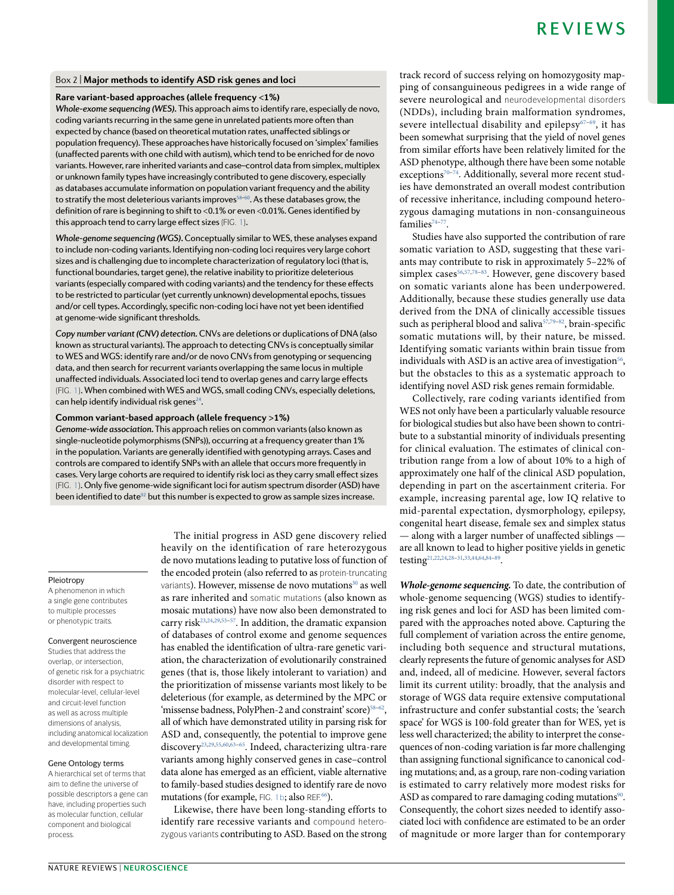## Box 2 | Major methods to identify ASD risk genes and loci

### Rare variant-based approaches (allele frequency <1%)

***Whole-exome sequencing (WES).*** This approach aims to identify rare, especially de novo, coding variants recurring in the same gene in unrelated patients more often than expected by chance (based on theoretical mutation rates, unaffected siblings or population frequency). These approaches have historically focused on 'simplex' families (unaffected parents with one child with autism), which tend to be enriched for de novo variants. However, rare inherited variants and case–control data from simplex, multiplex or unknown family types have increasingly contributed to gene discovery, especially as databases accumulate information on population variant frequency and the ability to stratify the most deleterious variants improves[58–60]. As these databases grow, the definition of rare is beginning to shift to <0.1% or even <0.01%. Genes identified by this approach tend to carry large effect sizes (FIG. 1).

***Whole-genome sequencing (WGS).*** Conceptually similar to WES, these analyses expand to include non-coding variants. Identifying non-coding loci requires very large cohort sizes and is challenging due to incomplete characterization of regulatory loci (that is, functional boundaries, target gene), the relative inability to prioritize deleterious variants (especially compared with coding variants) and the tendency for these effects to be restricted to particular (yet currently unknown) developmental epochs, tissues and/or cell types. Accordingly, specific non-coding loci have not yet been identified at genome-wide significant thresholds.

***Copy number variant (CNV) detection.*** CNVs are deletions or duplications of DNA (also known as structural variants). The approach to detecting CNVs is conceptually similar to WES and WGS: identify rare and/or de novo CNVs from genotyping or sequencing data, and then search for recurrent variants overlapping the same locus in multiple unaffected individuals. Associated loci tend to overlap genes and carry large effects (FIG. 1). When combined with WES and WGS, small coding CNVs, especially deletions, can help identify individual risk genes[24].

### Common variant-based approach (allele frequency >1%)

***Genome-wide association.*** This approach relies on common variants (also known as single-nucleotide polymorphisms (SNPs)), occurring at a frequency greater than 1% in the population. Variants are generally identified with genotyping arrays. Cases and controls are compared to identify SNPs with an allele that occurs more frequently in cases. Very large cohorts are required to identify risk loci as they carry small effect sizes (FIG. 1). Only five genome-wide significant loci for autism spectrum disorder (ASD) have been identified to date[92] but this number is expected to grow as sample sizes increase.

---

**Pleiotropy**
A phenomenon in which a single gene contributes to multiple processes or phenotypic traits.

**Convergent neuroscience**
Studies that address the overlap, or intersection, of genetic risk for a psychiatric disorder with respect to molecular-level, cellular-level and circuit-level function as well as across multiple dimensions of analysis, including anatomical localization and developmental timing.

**Gene Ontology terms**
A hierarchical set of terms that aim to define the universe of possible descriptors a gene can have, including properties such as molecular function, cellular component and biological process.

---

The initial progress in ASD gene discovery relied heavily on the identification of rare heterozygous de novo mutations leading to putative loss of function of the encoded protein (also referred to as protein-truncating variants). However, missense de novo mutations[30] as well as rare inherited and somatic mutations (also known as mosaic mutations) have now also been demonstrated to carry risk[23,24,29,53–57]. In addition, the dramatic expansion of databases of control exome and genome sequences has enabled the identification of ultra-rare genetic variation, the characterization of evolutionarily constrained genes (that is, those likely intolerant to variation) and the prioritization of missense variants most likely to be deleterious (for example, as determined by the MPC or 'missense badness, PolyPhen-2 and constraint' score)[58–62], all of which have demonstrated utility in parsing risk for ASD and, consequently, the potential to improve gene discovery[23,29,55,60,63–65]. Indeed, characterizing ultra-rare variants among highly conserved genes in case–control data alone has emerged as an efficient, viable alternative to family-based studies designed to identify rare de novo mutations (for example, FIG. 1b; also REF.[66]).

Likewise, there have been long-standing efforts to identify rare recessive variants and compound heterozygous variants contributing to ASD. Based on the strong track record of success relying on homozygosity mapping of consanguineous pedigrees in a wide range of severe neurological and neurodevelopmental disorders (NDDs), including brain malformation syndromes, severe intellectual disability and epilepsy[67–69], it has been somewhat surprising that the yield of novel genes from similar efforts have been relatively limited for the ASD phenotype, although there have been some notable exceptions[70–74]. Additionally, several more recent studies have demonstrated an overall modest contribution of recessive inheritance, including compound heterozygous damaging mutations in non-consanguineous families[74–77].

Studies have also supported the contribution of rare somatic variation to ASD, suggesting that these variants may contribute to risk in approximately 5–22% of simplex cases[56,57,78–83]. However, gene discovery based on somatic variants alone has been underpowered. Additionally, because these studies generally use data derived from the DNA of clinically accessible tissues such as peripheral blood and saliva[57,79–82], brain-specific somatic mutations will, by their nature, be missed. Identifying somatic variants within brain tissue from individuals with ASD is an active area of investigation[56], but the obstacles to this as a systematic approach to identifying novel ASD risk genes remain formidable.

Collectively, rare coding variants identified from WES not only have been a particularly valuable resource for biological studies but also have been shown to contribute to a substantial minority of individuals presenting for clinical evaluation. The estimates of clinical contribution range from a low of about 10% to a high of approximately one half of the clinical ASD population, depending in part on the ascertainment criteria. For example, increasing parental age, low IQ relative to mid-parental expectation, dysmorphology, epilepsy, congenital heart disease, female sex and simplex status — along with a larger number of unaffected siblings — are all known to lead to higher positive yields in genetic testing[21,22,24,28–31,33,44,64,84–89].

***Whole-genome sequencing.*** To date, the contribution of whole-genome sequencing (WGS) studies to identifying risk genes and loci for ASD has been limited compared with the approaches noted above. Capturing the full complement of variation across the entire genome, including both sequence and structural mutations, clearly represents the future of genomic analyses for ASD and, indeed, all of medicine. However, several factors limit its current utility: broadly, that the analysis and storage of WGS data require extensive computational infrastructure and confer substantial costs; the 'search space' for WGS is 100-fold greater than for WES, yet is less well characterized; the ability to interpret the consequences of non-coding variation is far more challenging than assigning functional significance to canonical coding mutations; and, as a group, rare non-coding variation is estimated to carry relatively more modest risks for ASD as compared to rare damaging coding mutations[90]. Consequently, the cohort sizes needed to identify associated loci with confidence are estimated to be an order of magnitude or more larger than for contemporary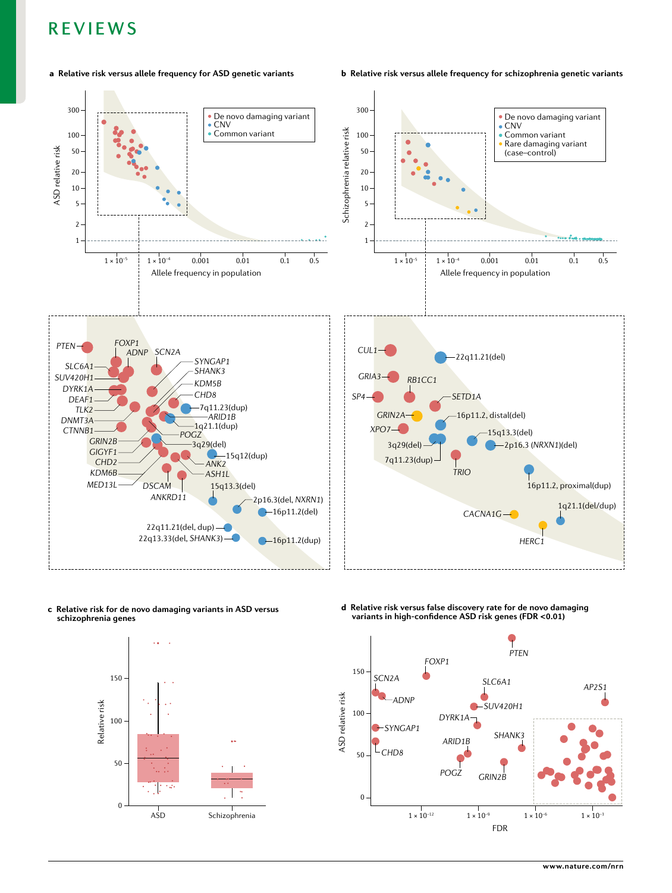**a Relative risk versus allele frequency for ASD genetic variants**

- De novo damaging variant
- CNV
- Common variant

ASD relative risk; Allele frequency in population

PTEN, FOXP1, ADNP, SCN2A, SLC6A1, SUV420H1, DYRK1A, DEAF1, TLK2, DNMT3A, CTNNB1, GRIN2B, GIGYF1, CHD2, KDM6B, MED13L, SYNGAP1, SHANK3, KDM5B, CHD8, 7q11.23(dup), ARID1B, 1q21.1(dup), POGZ, 3q29(del), 15q12(dup), ANK2, ASH1L, DSCAM, ANKRD11, 15q13.3(del), 2p16.3(del, NXRN1), 16p11.2(del), 22q11.21(del, dup), 22q13.33(del, SHANK3), 16p11.2(dup)

**b Relative risk versus allele frequency for schizophrenia genetic variants**

- De novo damaging variant
- CNV
- Common variant
- Rare damaging variant (case–control)

Schizophrenia relative risk; Allele frequency in population

CUL1, 22q11.21(del), GRIA3, RB1CC1, SP4, SETD1A, GRIN2A, 16p11.2, distal(del), XPO7, 15q13.3(del), 3q29(del), 2p16.3 (NRXN1)(del), 7q11.23(dup), TRIO, 16p11.2, proximal(dup), 1q21.1(del/dup), CACNA1G, HERC1

**c Relative risk for de novo damaging variants in ASD versus schizophrenia genes**

Relative risk; ASD; Schizophrenia

**d Relative risk versus false discovery rate for de novo damaging variants in high-confidence ASD risk genes (FDR <0.01)**

ASD relative risk; FDR

PTEN, FOXP1, SCN2A, ADNP, SLC6A1, SUV420H1, AP2S1, DYRK1A, SYNGAP1, ARID1B, SHANK3, CHD8, POGZ, GRIN2B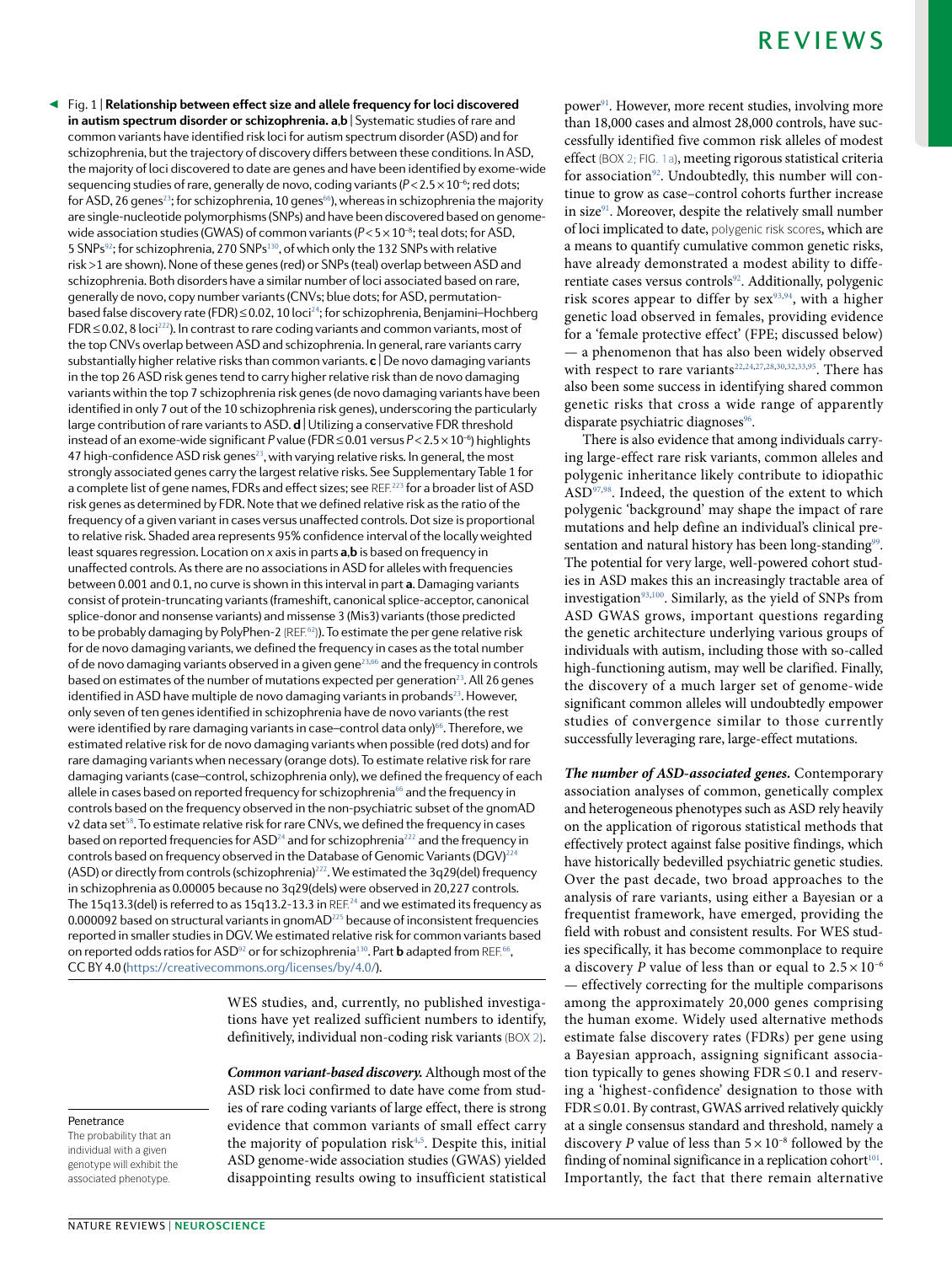◀ Fig. 1 | **Relationship between effect size and allele frequency for loci discovered in autism spectrum disorder or schizophrenia. a**,**b** | Systematic studies of rare and common variants have identified risk loci for autism spectrum disorder (ASD) and for schizophrenia, but the trajectory of discovery differs between these conditions. In ASD, the majority of loci discovered to date are genes and have been identified by exome-wide sequencing studies of rare, generally de novo, coding variants ($P < 2.5 \times 10^{-6}$; red dots; for ASD, 26 genes[23]; for schizophrenia, 10 genes[66]), whereas in schizophrenia the majority are single-nucleotide polymorphisms (SNPs) and have been discovered based on genome-wide association studies (GWAS) of common variants ($P < 5 \times 10^{-8}$; teal dots; for ASD, 5 SNPs[92]; for schizophrenia, 270 SNPs[130], of which only the 132 SNPs with relative risk >1 are shown). None of these genes (red) or SNPs (teal) overlap between ASD and schizophrenia. Both disorders have a similar number of loci associated based on rare, generally de novo, copy number variants (CNVs; blue dots; for ASD, permutation-based false discovery rate (FDR) ≤ 0.02, 10 loci[24]; for schizophrenia, Benjamini–Hochberg FDR ≤ 0.02, 8 loci[222]). In contrast to rare coding variants and common variants, most of the top CNVs overlap between ASD and schizophrenia. In general, rare variants carry substantially higher relative risks than common variants. **c** | De novo damaging variants in the top 26 ASD risk genes tend to carry higher relative risk than de novo damaging variants within the top 7 schizophrenia risk genes (de novo damaging variants have been identified in only 7 out of the 10 schizophrenia risk genes), underscoring the particularly large contribution of rare variants to ASD. **d** | Utilizing a conservative FDR threshold instead of an exome-wide significant *P* value (FDR ≤ 0.01 versus $P < 2.5 \times 10^{-6}$) highlights 47 high-confidence ASD risk genes[23], with varying relative risks. In general, the most strongly associated genes carry the largest relative risks. See Supplementary Table 1 for a complete list of gene names, FDRs and effect sizes; see REF.[223] for a broader list of ASD risk genes as determined by FDR. Note that we defined relative risk as the ratio of the frequency of a given variant in cases versus unaffected controls. Dot size is proportional to relative risk. Shaded area represents 95% confidence interval of the locally weighted least squares regression. Location on *x* axis in parts **a**,**b** is based on frequency in unaffected controls. As there are no associations in ASD for alleles with frequencies between 0.001 and 0.1, no curve is shown in this interval in part **a**. Damaging variants consist of protein-truncating variants (frameshift, canonical splice-acceptor, canonical splice-donor and nonsense variants) and missense 3 (Mis3) variants (those predicted to be probably damaging by PolyPhen-2 (REF.[62])). To estimate the per gene relative risk for de novo damaging variants, we defined the frequency in cases as the total number of de novo damaging variants observed in a given gene[23,66] and the frequency in controls based on estimates of the number of mutations expected per generation[23]. All 26 genes identified in ASD have multiple de novo damaging variants in probands[23]. However, only seven of ten genes identified in schizophrenia have de novo variants (the rest were identified by rare damaging variants in case–control data only)[66]. Therefore, we estimated relative risk for de novo damaging variants when possible (red dots) and for rare damaging variants when necessary (orange dots). To estimate relative risk for rare damaging variants (case–control, schizophrenia only), we defined the frequency of each allele in cases based on reported frequency for schizophrenia[66] and the frequency in controls based on the frequency observed in the non-psychiatric subset of the gnomAD v2 data set[58]. To estimate relative risk for rare CNVs, we defined the frequency in cases based on reported frequencies for ASD[24] and for schizophrenia[222] and the frequency in controls based on frequency observed in the Database of Genomic Variants (DGV)[224] (ASD) or directly from controls (schizophrenia)[222]. We estimated the 3q29(del) frequency in schizophrenia as 0.00005 because no 3q29(dels) were observed in 20,227 controls. The 15q13.3(del) is referred to as 15q13.2-13.3 in REF.[24] and we estimated its frequency as 0.000092 based on structural variants in gnomAD[225] because of inconsistent frequencies reported in smaller studies in DGV. We estimated relative risk for common variants based on reported odds ratios for ASD[92] or for schizophrenia[130]. Part **b** adapted from REF.[66], CC BY 4.0 (https://creativecommons.org/licenses/by/4.0/).

WES studies, and, currently, no published investigations have yet realized sufficient numbers to identify, definitively, individual non-coding risk variants (BOX 2).

**Penetrance**
The probability that an individual with a given genotype will exhibit the associated phenotype.

***Common variant-based discovery.*** Although most of the ASD risk loci confirmed to date have come from studies of rare coding variants of large effect, there is strong evidence that common variants of small effect carry the majority of population risk[4,5]. Despite this, initial ASD genome-wide association studies (GWAS) yielded disappointing results owing to insufficient statistical power[91]. However, more recent studies, involving more than 18,000 cases and almost 28,000 controls, have successfully identified five common risk alleles of modest effect (BOX 2; FIG. 1a), meeting rigorous statistical criteria for association[92]. Undoubtedly, this number will continue to grow as case–control cohorts further increase in size[91]. Moreover, despite the relatively small number of loci implicated to date, polygenic risk scores, which are a means to quantify cumulative common genetic risks, have already demonstrated a modest ability to differentiate cases versus controls[92]. Additionally, polygenic risk scores appear to differ by sex[93,94], with a higher genetic load observed in females, providing evidence for a 'female protective effect' (FPE; discussed below) — a phenomenon that has also been widely observed with respect to rare variants[22,24,27,28,30,32,33,95]. There has also been some success in identifying shared common genetic risks that cross a wide range of apparently disparate psychiatric diagnoses[96].

There is also evidence that among individuals carrying large-effect rare risk variants, common alleles and polygenic inheritance likely contribute to idiopathic ASD[97,98]. Indeed, the question of the extent to which polygenic 'background' may shape the impact of rare mutations and help define an individual's clinical presentation and natural history has been long-standing[99]. The potential for very large, well-powered cohort studies in ASD makes this an increasingly tractable area of investigation[93,100]. Similarly, as the yield of SNPs from ASD GWAS grows, important questions regarding the genetic architecture underlying various groups of individuals with autism, including those with so-called high-functioning autism, may well be clarified. Finally, the discovery of a much larger set of genome-wide significant common alleles will undoubtedly empower studies of convergence similar to those currently successfully leveraging rare, large-effect mutations.

***The number of ASD-associated genes.*** Contemporary association analyses of common, genetically complex and heterogeneous phenotypes such as ASD rely heavily on the application of rigorous statistical methods that effectively protect against false positive findings, which have historically bedevilled psychiatric genetic studies. Over the past decade, two broad approaches to the analysis of rare variants, using either a Bayesian or a frequentist framework, have emerged, providing the field with robust and consistent results. For WES studies specifically, it has become commonplace to require a discovery *P* value of less than or equal to $2.5 \times 10^{-6}$ — effectively correcting for the multiple comparisons among the approximately 20,000 genes comprising the human exome. Widely used alternative methods estimate false discovery rates (FDRs) per gene using a Bayesian approach, assigning significant association typically to genes showing FDR ≤ 0.1 and reserving a 'highest-confidence' designation to those with FDR ≤ 0.01. By contrast, GWAS arrived relatively quickly at a single consensus standard and threshold, namely a discovery *P* value of less than $5 \times 10^{-8}$ followed by the finding of nominal significance in a replication cohort[101]. Importantly, the fact that there remain alternative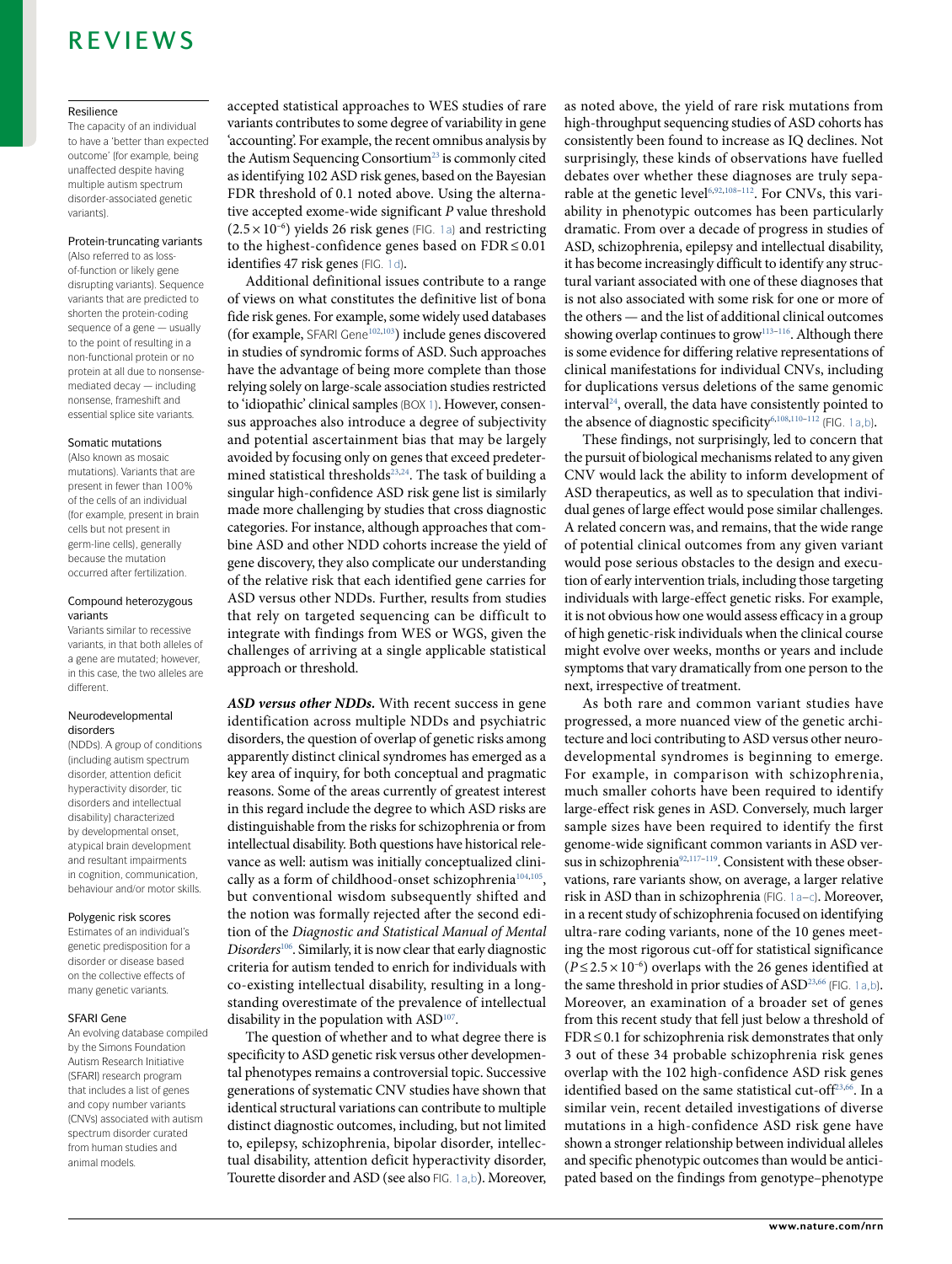#### Resilience

The capacity of an individual to have a 'better than expected outcome' (for example, being unaffected despite having multiple autism spectrum disorder-associated genetic variants).

#### Protein-truncating variants

(Also referred to as loss-of-function or likely gene disrupting variants). Sequence variants that are predicted to shorten the protein-coding sequence of a gene — usually to the point of resulting in a non-functional protein or no protein at all due to nonsense-mediated decay — including nonsense, frameshift and essential splice site variants.

#### Somatic mutations

(Also known as mosaic mutations). Variants that are present in fewer than 100% of the cells of an individual (for example, present in brain cells but not present in germ-line cells), generally because the mutation occurred after fertilization.

#### Compound heterozygous variants

Variants similar to recessive variants, in that both alleles of a gene are mutated; however, in this case, the two alleles are different.

#### Neurodevelopmental disorders

(NDDs). A group of conditions (including autism spectrum disorder, attention deficit hyperactivity disorder, tic disorders and intellectual disability) characterized by developmental onset, atypical brain development and resultant impairments in cognition, communication, behaviour and/or motor skills.

#### Polygenic risk scores

Estimates of an individual's genetic predisposition for a disorder or disease based on the collective effects of many genetic variants.

#### SFARI Gene

An evolving database compiled by the Simons Foundation Autism Research Initiative (SFARI) research program that includes a list of genes and copy number variants (CNVs) associated with autism spectrum disorder curated from human studies and animal models.

accepted statistical approaches to WES studies of rare variants contributes to some degree of variability in gene 'accounting'. For example, the recent omnibus analysis by the Autism Sequencing Consortium[23] is commonly cited as identifying 102 ASD risk genes, based on the Bayesian FDR threshold of 0.1 noted above. Using the alternative accepted exome-wide significant $P$ value threshold ($2.5\times10^{-6}$) yields 26 risk genes (FIG. 1a) and restricting to the highest-confidence genes based on $\text{FDR}\leq0.01$ identifies 47 risk genes (FIG. 1d).

Additional definitional issues contribute to a range of views on what constitutes the definitive list of bona fide risk genes. For example, some widely used databases (for example, SFARI Gene[102,103]) include genes discovered in studies of syndromic forms of ASD. Such approaches have the advantage of being more complete than those relying solely on large-scale association studies restricted to 'idiopathic' clinical samples (BOX 1). However, consensus approaches also introduce a degree of subjectivity and potential ascertainment bias that may be largely avoided by focusing only on genes that exceed predetermined statistical thresholds[23,24]. The task of building a singular high-confidence ASD risk gene list is similarly made more challenging by studies that cross diagnostic categories. For instance, although approaches that combine ASD and other NDD cohorts increase the yield of gene discovery, they also complicate our understanding of the relative risk that each identified gene carries for ASD versus other NDDs. Further, results from studies that rely on targeted sequencing can be difficult to integrate with findings from WES or WGS, given the challenges of arriving at a single applicable statistical approach or threshold.

***ASD versus other NDDs.*** With recent success in gene identification across multiple NDDs and psychiatric disorders, the question of overlap of genetic risks among apparently distinct clinical syndromes has emerged as a key area of inquiry, for both conceptual and pragmatic reasons. Some of the areas currently of greatest interest in this regard include the degree to which ASD risks are distinguishable from the risks for schizophrenia or from intellectual disability. Both questions have historical relevance as well: autism was initially conceptualized clinically as a form of childhood-onset schizophrenia[104,105], but conventional wisdom subsequently shifted and the notion was formally rejected after the second edition of the *Diagnostic and Statistical Manual of Mental Disorders*[106]. Similarly, it is now clear that early diagnostic criteria for autism tended to enrich for individuals with co-existing intellectual disability, resulting in a long-standing overestimate of the prevalence of intellectual disability in the population with ASD[107].

The question of whether and to what degree there is specificity to ASD genetic risk versus other developmental phenotypes remains a controversial topic. Successive generations of systematic CNV studies have shown that identical structural variations can contribute to multiple distinct diagnostic outcomes, including, but not limited to, epilepsy, schizophrenia, bipolar disorder, intellectual disability, attention deficit hyperactivity disorder, Tourette disorder and ASD (see also FIG. 1a,b). Moreover, as noted above, the yield of rare risk mutations from high-throughput sequencing studies of ASD cohorts has consistently been found to increase as IQ declines. Not surprisingly, these kinds of observations have fuelled debates over whether these diagnoses are truly separable at the genetic level[6,92,108–112]. For CNVs, this variability in phenotypic outcomes has been particularly dramatic. From over a decade of progress in studies of ASD, schizophrenia, epilepsy and intellectual disability, it has become increasingly difficult to identify any structural variant associated with one of these diagnoses that is not also associated with some risk for one or more of the others — and the list of additional clinical outcomes showing overlap continues to grow[113–116]. Although there is some evidence for differing relative representations of clinical manifestations for individual CNVs, including for duplications versus deletions of the same genomic interval[24], overall, the data have consistently pointed to the absence of diagnostic specificity[6,108,110–112] (FIG. 1a,b).

These findings, not surprisingly, led to concern that the pursuit of biological mechanisms related to any given CNV would lack the ability to inform development of ASD therapeutics, as well as to speculation that individual genes of large effect would pose similar challenges. A related concern was, and remains, that the wide range of potential clinical outcomes from any given variant would pose serious obstacles to the design and execution of early intervention trials, including those targeting individuals with large-effect genetic risks. For example, it is not obvious how one would assess efficacy in a group of high genetic-risk individuals when the clinical course might evolve over weeks, months or years and include symptoms that vary dramatically from one person to the next, irrespective of treatment.

As both rare and common variant studies have progressed, a more nuanced view of the genetic architecture and loci contributing to ASD versus other neurodevelopmental syndromes is beginning to emerge. For example, in comparison with schizophrenia, much smaller cohorts have been required to identify large-effect risk genes in ASD. Conversely, much larger sample sizes have been required to identify the first genome-wide significant common variants in ASD versus in schizophrenia[92,117–119]. Consistent with these observations, rare variants show, on average, a larger relative risk in ASD than in schizophrenia (FIG. 1a–c). Moreover, in a recent study of schizophrenia focused on identifying ultra-rare coding variants, none of the 10 genes meeting the most rigorous cut-off for statistical significance ($P\leq2.5\times10^{-6}$) overlaps with the 26 genes identified at the same threshold in prior studies of ASD[23,66] (FIG. 1a,b). Moreover, an examination of a broader set of genes from this recent study that fell just below a threshold of $\text{FDR}\leq0.1$ for schizophrenia risk demonstrates that only 3 out of these 34 probable schizophrenia risk genes overlap with the 102 high-confidence ASD risk genes identified based on the same statistical cut-off[23,66]. In a similar vein, recent detailed investigations of diverse mutations in a high-confidence ASD risk gene have shown a stronger relationship between individual alleles and specific phenotypic outcomes than would be anticipated based on the findings from genotype–phenotype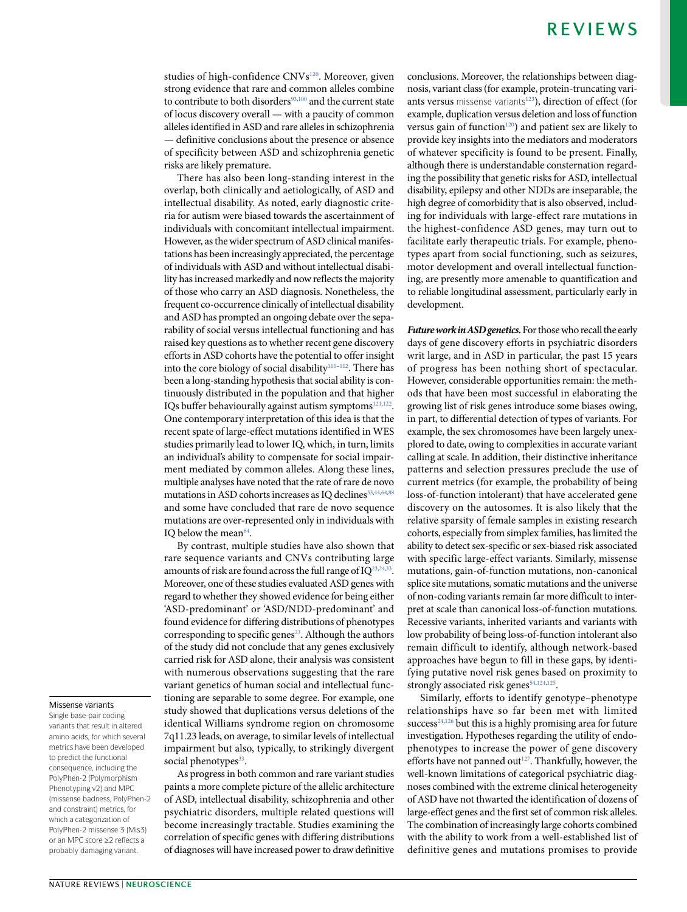studies of high-confidence CNVs[120]. Moreover, given strong evidence that rare and common alleles combine to contribute to both disorders[93,100] and the current state of locus discovery overall — with a paucity of common alleles identified in ASD and rare alleles in schizophrenia — definitive conclusions about the presence or absence of specificity between ASD and schizophrenia genetic risks are likely premature.

There has also been long-standing interest in the overlap, both clinically and aetiologically, of ASD and intellectual disability. As noted, early diagnostic criteria for autism were biased towards the ascertainment of individuals with concomitant intellectual impairment. However, as the wider spectrum of ASD clinical manifestations has been increasingly appreciated, the percentage of individuals with ASD and without intellectual disability has increased markedly and now reflects the majority of those who carry an ASD diagnosis. Nonetheless, the frequent co-occurrence clinically of intellectual disability and ASD has prompted an ongoing debate over the separability of social versus intellectual functioning and has raised key questions as to whether recent gene discovery efforts in ASD cohorts have the potential to offer insight into the core biology of social disability[110–112]. There has been a long-standing hypothesis that social ability is continuously distributed in the population and that higher IQs buffer behaviourally against autism symptoms[121,122]. One contemporary interpretation of this idea is that the recent spate of large-effect mutations identified in WES studies primarily lead to lower IQ, which, in turn, limits an individual's ability to compensate for social impairment mediated by common alleles. Along these lines, multiple analyses have noted that the rate of rare de novo mutations in ASD cohorts increases as IQ declines[33,44,64,88] and some have concluded that rare de novo sequence mutations are over-represented only in individuals with IQ below the mean[64].

By contrast, multiple studies have also shown that rare sequence variants and CNVs contributing large amounts of risk are found across the full range of IQ[23,24,33]. Moreover, one of these studies evaluated ASD genes with regard to whether they showed evidence for being either 'ASD-predominant' or 'ASD/NDD-predominant' and found evidence for differing distributions of phenotypes corresponding to specific genes[23]. Although the authors of the study did not conclude that any genes exclusively carried risk for ASD alone, their analysis was consistent with numerous observations suggesting that the rare variant genetics of human social and intellectual functioning are separable to some degree. For example, one study showed that duplications versus deletions of the identical Williams syndrome region on chromosome 7q11.23 leads, on average, to similar levels of intellectual impairment but also, typically, to strikingly divergent social phenotypes[33].

As progress in both common and rare variant studies paints a more complete picture of the allelic architecture of ASD, intellectual disability, schizophrenia and other psychiatric disorders, multiple related questions will become increasingly tractable. Studies examining the correlation of specific genes with differing distributions of diagnoses will have increased power to draw definitive conclusions. Moreover, the relationships between diagnosis, variant class (for example, protein-truncating variants versus missense variants[123]), direction of effect (for example, duplication versus deletion and loss of function versus gain of function[120]) and patient sex are likely to provide key insights into the mediators and moderators of whatever specificity is found to be present. Finally, although there is understandable consternation regarding the possibility that genetic risks for ASD, intellectual disability, epilepsy and other NDDs are inseparable, the high degree of comorbidity that is also observed, including for individuals with large-effect rare mutations in the highest-confidence ASD genes, may turn out to facilitate early therapeutic trials. For example, phenotypes apart from social functioning, such as seizures, motor development and overall intellectual functioning, are presently more amenable to quantification and to reliable longitudinal assessment, particularly early in development.

**Missense variants**
Single base-pair coding variants that result in altered amino acids, for which several metrics have been developed to predict the functional consequence, including the PolyPhen-2 (Polymorphism Phenotyping v2) and MPC (missense badness, PolyPhen-2 and constraint) metrics, for which a categorization of PolyPhen-2 missense 3 (Mis3) or an MPC score ≥2 reflects a probably damaging variant.

***Future work in ASD genetics.*** For those who recall the early days of gene discovery efforts in psychiatric disorders writ large, and in ASD in particular, the past 15 years of progress has been nothing short of spectacular. However, considerable opportunities remain: the methods that have been most successful in elaborating the growing list of risk genes introduce some biases owing, in part, to differential detection of types of variants. For example, the sex chromosomes have been largely unexplored to date, owing to complexities in accurate variant calling at scale. In addition, their distinctive inheritance patterns and selection pressures preclude the use of current metrics (for example, the probability of being loss-of-function intolerant) that have accelerated gene discovery on the autosomes. It is also likely that the relative sparsity of female samples in existing research cohorts, especially from simplex families, has limited the ability to detect sex-specific or sex-biased risk associated with specific large-effect variants. Similarly, missense mutations, gain-of-function mutations, non-canonical splice site mutations, somatic mutations and the universe of non-coding variants remain far more difficult to interpret at scale than canonical loss-of-function mutations. Recessive variants, inherited variants and variants with low probability of being loss-of-function intolerant also remain difficult to identify, although network-based approaches have begun to fill in these gaps, by identifying putative novel risk genes based on proximity to strongly associated risk genes[54,124,125].

Similarly, efforts to identify genotype–phenotype relationships have so far been met with limited success[24,126] but this is a highly promising area for future investigation. Hypotheses regarding the utility of endophenotypes to increase the power of gene discovery efforts have not panned out[127]. Thankfully, however, the well-known limitations of categorical psychiatric diagnoses combined with the extreme clinical heterogeneity of ASD have not thwarted the identification of dozens of large-effect genes and the first set of common risk alleles. The combination of increasingly large cohorts combined with the ability to work from a well-established list of definitive genes and mutations promises to provide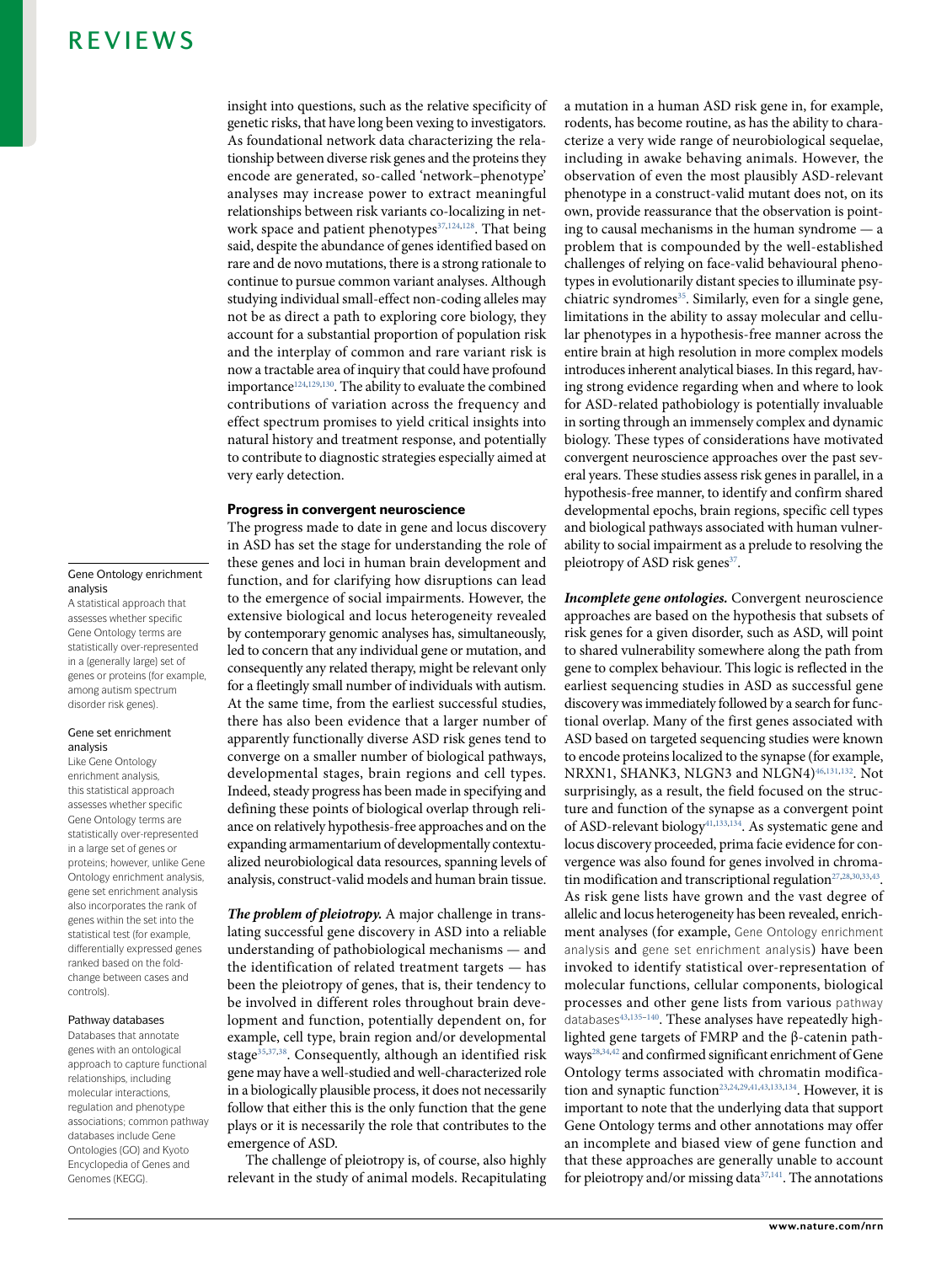insight into questions, such as the relative specificity of genetic risks, that have long been vexing to investigators. As foundational network data characterizing the relationship between diverse risk genes and the proteins they encode are generated, so-called 'network–phenotype' analyses may increase power to extract meaningful relationships between risk variants co-localizing in network space and patient phenotypes[37,124,128]. That being said, despite the abundance of genes identified based on rare and de novo mutations, there is a strong rationale to continue to pursue common variant analyses. Although studying individual small-effect non-coding alleles may not be as direct a path to exploring core biology, they account for a substantial proportion of population risk and the interplay of common and rare variant risk is now a tractable area of inquiry that could have profound importance[124,129,130]. The ability to evaluate the combined contributions of variation across the frequency and effect spectrum promises to yield critical insights into natural history and treatment response, and potentially to contribute to diagnostic strategies especially aimed at very early detection.

## Progress in convergent neuroscience

The progress made to date in gene and locus discovery in ASD has set the stage for understanding the role of these genes and loci in human brain development and function, and for clarifying how disruptions can lead to the emergence of social impairments. However, the extensive biological and locus heterogeneity revealed by contemporary genomic analyses has, simultaneously, led to concern that any individual gene or mutation, and consequently any related therapy, might be relevant only for a fleetingly small number of individuals with autism. At the same time, from the earliest successful studies, there has also been evidence that a larger number of apparently functionally diverse ASD risk genes tend to converge on a smaller number of biological pathways, developmental stages, brain regions and cell types. Indeed, steady progress has been made in specifying and defining these points of biological overlap through reliance on relatively hypothesis-free approaches and on the expanding armamentarium of developmentally contextualized neurobiological data resources, spanning levels of analysis, construct-valid models and human brain tissue.

***The problem of pleiotropy.*** A major challenge in translating successful gene discovery in ASD into a reliable understanding of pathobiological mechanisms — and the identification of related treatment targets — has been the pleiotropy of genes, that is, their tendency to be involved in different roles throughout brain development and function, potentially dependent on, for example, cell type, brain region and/or developmental stage[35,37,38]. Consequently, although an identified risk gene may have a well-studied and well-characterized role in a biologically plausible process, it does not necessarily follow that either this is the only function that the gene plays or it is necessarily the role that contributes to the emergence of ASD.

The challenge of pleiotropy is, of course, also highly relevant in the study of animal models. Recapitulating a mutation in a human ASD risk gene in, for example, rodents, has become routine, as has the ability to characterize a very wide range of neurobiological sequelae, including in awake behaving animals. However, the observation of even the most plausibly ASD-relevant phenotype in a construct-valid mutant does not, on its own, provide reassurance that the observation is pointing to causal mechanisms in the human syndrome — a problem that is compounded by the well-established challenges of relying on face-valid behavioural phenotypes in evolutionarily distant species to illuminate psychiatric syndromes[35]. Similarly, even for a single gene, limitations in the ability to assay molecular and cellular phenotypes in a hypothesis-free manner across the entire brain at high resolution in more complex models introduces inherent analytical biases. In this regard, having strong evidence regarding when and where to look for ASD-related pathobiology is potentially invaluable in sorting through an immensely complex and dynamic biology. These types of considerations have motivated convergent neuroscience approaches over the past several years. These studies assess risk genes in parallel, in a hypothesis-free manner, to identify and confirm shared developmental epochs, brain regions, specific cell types and biological pathways associated with human vulnerability to social impairment as a prelude to resolving the pleiotropy of ASD risk genes[37].

***Incomplete gene ontologies.*** Convergent neuroscience approaches are based on the hypothesis that subsets of risk genes for a given disorder, such as ASD, will point to shared vulnerability somewhere along the path from gene to complex behaviour. This logic is reflected in the earliest sequencing studies in ASD as successful gene discovery was immediately followed by a search for functional overlap. Many of the first genes associated with ASD based on targeted sequencing studies were known to encode proteins localized to the synapse (for example, NRXN1, SHANK3, NLGN3 and NLGN4)[46,131,132]. Not surprisingly, as a result, the field focused on the structure and function of the synapse as a convergent point of ASD-relevant biology[41,133,134]. As systematic gene and locus discovery proceeded, prima facie evidence for convergence was also found for genes involved in chromatin modification and transcriptional regulation[27,28,30,33,43]. As risk gene lists have grown and the vast degree of allelic and locus heterogeneity has been revealed, enrichment analyses (for example, Gene Ontology enrichment analysis and gene set enrichment analysis) have been invoked to identify statistical over-representation of molecular functions, cellular components, biological processes and other gene lists from various pathway databases[43,135–140]. These analyses have repeatedly highlighted gene targets of FMRP and the β-catenin pathways[28,34,42] and confirmed significant enrichment of Gene Ontology terms associated with chromatin modification and synaptic function[23,24,29,41,43,133,134]. However, it is important to note that the underlying data that support Gene Ontology terms and other annotations may offer an incomplete and biased view of gene function and that these approaches are generally unable to account for pleiotropy and/or missing data[37,141]. The annotations

**Gene Ontology enrichment analysis**
A statistical approach that assesses whether specific Gene Ontology terms are statistically over-represented in a (generally large) set of genes or proteins (for example, among autism spectrum disorder risk genes).

**Gene set enrichment analysis**
Like Gene Ontology enrichment analysis, this statistical approach assesses whether specific Gene Ontology terms are statistically over-represented in a large set of genes or proteins; however, unlike Gene Ontology enrichment analysis, gene set enrichment analysis also incorporates the rank of genes within the set into the statistical test (for example, differentially expressed genes ranked based on the fold-change between cases and controls).

**Pathway databases**
Databases that annotate genes with an ontological approach to capture functional relationships, including molecular interactions, regulation and phenotype associations; common pathway databases include Gene Ontologies (GO) and Kyoto Encyclopedia of Genes and Genomes (KEGG).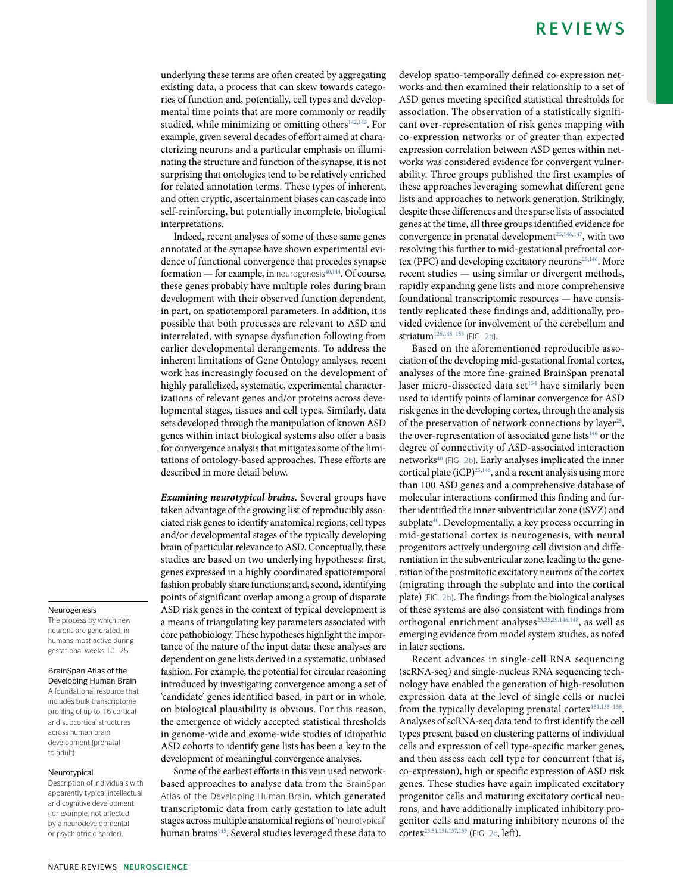underlying these terms are often created by aggregating existing data, a process that can skew towards categories of function and, potentially, cell types and developmental time points that are more commonly or readily studied, while minimizing or omitting others[142,143]. For example, given several decades of effort aimed at characterizing neurons and a particular emphasis on illuminating the structure and function of the synapse, it is not surprising that ontologies tend to be relatively enriched for related annotation terms. These types of inherent, and often cryptic, ascertainment biases can cascade into self-reinforcing, but potentially incomplete, biological interpretations.

Indeed, recent analyses of some of these same genes annotated at the synapse have shown experimental evidence of functional convergence that precedes synapse formation — for example, in neurogenesis[40,144]. Of course, these genes probably have multiple roles during brain development with their observed function dependent, in part, on spatiotemporal parameters. In addition, it is possible that both processes are relevant to ASD and interrelated, with synapse dysfunction following from earlier developmental derangements. To address the inherent limitations of Gene Ontology analyses, recent work has increasingly focused on the development of highly parallelized, systematic, experimental characterizations of relevant genes and/or proteins across developmental stages, tissues and cell types. Similarly, data sets developed through the manipulation of known ASD genes within intact biological systems also offer a basis for convergence analysis that mitigates some of the limitations of ontology-based approaches. These efforts are described in more detail below.

***Examining neurotypical brains.*** Several groups have taken advantage of the growing list of reproducibly associated risk genes to identify anatomical regions, cell types and/or developmental stages of the typically developing brain of particular relevance to ASD. Conceptually, these studies are based on two underlying hypotheses: first, genes expressed in a highly coordinated spatiotemporal fashion probably share functions; and, second, identifying points of significant overlap among a group of disparate ASD risk genes in the context of typical development is a means of triangulating key parameters associated with core pathobiology. These hypotheses highlight the importance of the nature of the input data: these analyses are dependent on gene lists derived in a systematic, unbiased fashion. For example, the potential for circular reasoning introduced by investigating convergence among a set of 'candidate' genes identified based, in part or in whole, on biological plausibility is obvious. For this reason, the emergence of widely accepted statistical thresholds in genome-wide and exome-wide studies of idiopathic ASD cohorts to identify gene lists has been a key to the development of meaningful convergence analyses.

Some of the earliest efforts in this vein used network-based approaches to analyse data from the BrainSpan Atlas of the Developing Human Brain, which generated transcriptomic data from early gestation to late adult stages across multiple anatomical regions of 'neurotypical' human brains[145]. Several studies leveraged these data to develop spatio-temporally defined co-expression networks and then examined their relationship to a set of ASD genes meeting specified statistical thresholds for association. The observation of a statistically significant over-representation of risk genes mapping with co-expression networks or of greater than expected expression correlation between ASD genes within networks was considered evidence for convergent vulnerability. Three groups published the first examples of these approaches leveraging somewhat different gene lists and approaches to network generation. Strikingly, despite these differences and the sparse lists of associated genes at the time, all three groups identified evidence for convergence in prenatal development[25,146,147], with two resolving this further to mid-gestational prefrontal cortex (PFC) and developing excitatory neurons[25,146]. More recent studies — using similar or divergent methods, rapidly expanding gene lists and more comprehensive foundational transcriptomic resources — have consistently replicated these findings and, additionally, provided evidence for involvement of the cerebellum and striatum[126,148–153] (FIG. 2a).

Based on the aforementioned reproducible association of the developing mid-gestational frontal cortex, analyses of the more fine-grained BrainSpan prenatal laser micro-dissected data set[154] have similarly been used to identify points of laminar convergence for ASD risk genes in the developing cortex, through the analysis of the preservation of network connections by layer[25], the over-representation of associated gene lists[146] or the degree of connectivity of ASD-associated interaction networks[40] (FIG. 2b). Early analyses implicated the inner cortical plate (iCP)[25,146], and a recent analysis using more than 100 ASD genes and a comprehensive database of molecular interactions confirmed this finding and further identified the inner subventricular zone (iSVZ) and subplate[40]. Developmentally, a key process occurring in mid-gestational cortex is neurogenesis, with neural progenitors actively undergoing cell division and differentiation in the subventricular zone, leading to the generation of the postmitotic excitatory neurons of the cortex (migrating through the subplate and into the cortical plate) (FIG. 2b). The findings from the biological analyses of these systems are also consistent with findings from orthogonal enrichment analyses[23,25,29,146,148], as well as emerging evidence from model system studies, as noted in later sections.

Recent advances in single-cell RNA sequencing (scRNA-seq) and single-nucleus RNA sequencing technology have enabled the generation of high-resolution expression data at the level of single cells or nuclei from the typically developing prenatal cortex[151,155–158]. Analyses of scRNA-seq data tend to first identify the cell types present based on clustering patterns of individual cells and expression of cell type-specific marker genes, and then assess each cell type for concurrent (that is, co-expression), high or specific expression of ASD risk genes. These studies have again implicated excitatory progenitor cells and maturing excitatory cortical neurons, and have additionally implicated inhibitory progenitor cells and maturing inhibitory neurons of the cortex[23,54,151,157,159] (FIG. 2c, left).

**Neurogenesis**
The process by which new neurons are generated, in humans most active during gestational weeks 10–25.

**BrainSpan Atlas of the Developing Human Brain**
A foundational resource that includes bulk transcriptome profiling of up to 16 cortical and subcortical structures across human brain development (prenatal to adult).

**Neurotypical**
Description of individuals with apparently typical intellectual and cognitive development (for example, not affected by a neurodevelopmental or psychiatric disorder).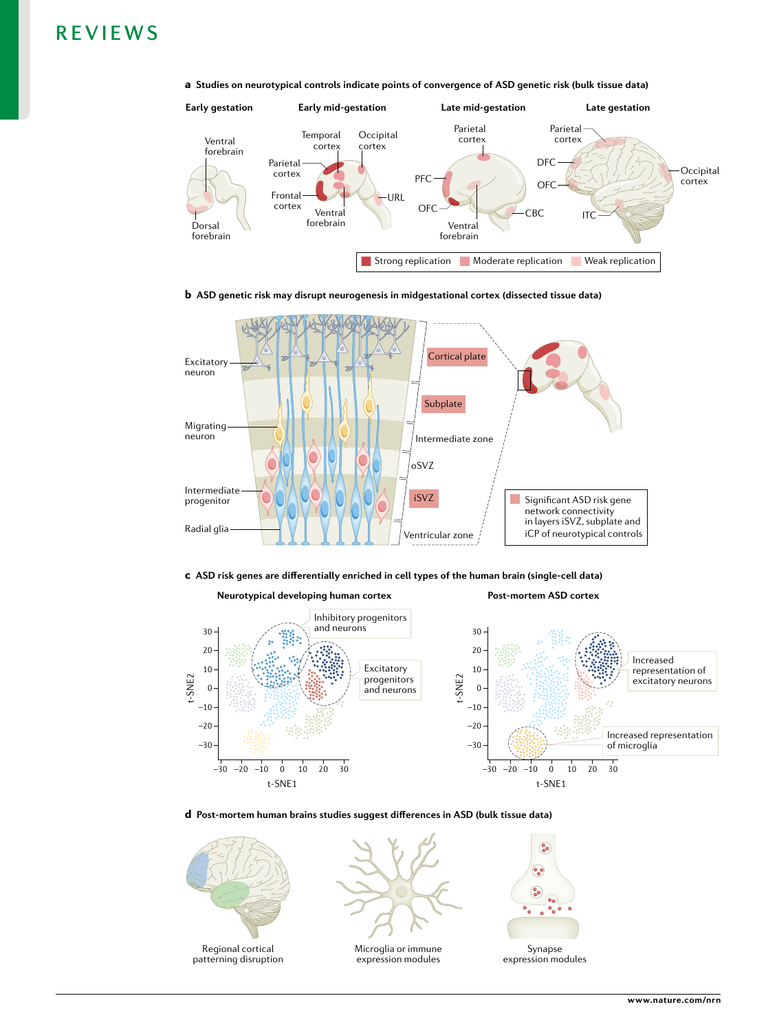**a** Studies on neurotypical controls indicate points of convergence of ASD genetic risk (bulk tissue data)

Early gestation — Ventral forebrain; Dorsal forebrain

Early mid-gestation — Temporal cortex; Occipital cortex; Parietal cortex; Frontal cortex; Ventral forebrain; URL

Late mid-gestation — Parietal cortex; PFC; OFC; Ventral forebrain; CBC

Late gestation — Parietal cortex; DFC; OFC; ITC; Occipital cortex

Strong replication | Moderate replication | Weak replication

**b** ASD genetic risk may disrupt neurogenesis in midgestational cortex (dissected tissue data)

Excitatory neuron; Migrating neuron; Intermediate progenitor; Radial glia

Cortical plate; Subplate; Intermediate zone; oSVZ; iSVZ; Ventricular zone

Significant ASD risk gene network connectivity in layers iSVZ, subplate and iCP of neurotypical controls

**c** ASD risk genes are differentially enriched in cell types of the human brain (single-cell data)

Neurotypical developing human cortex — Inhibitory progenitors and neurons; Excitatory progenitors and neurons

Post-mortem ASD cortex — Increased representation of excitatory neurons; Increased representation of microglia

t-SNE1; t-SNE2

**d** Post-mortem human brains studies suggest differences in ASD (bulk tissue data)

Regional cortical patterning disruption

Microglia or immune expression modules

Synapse expression modules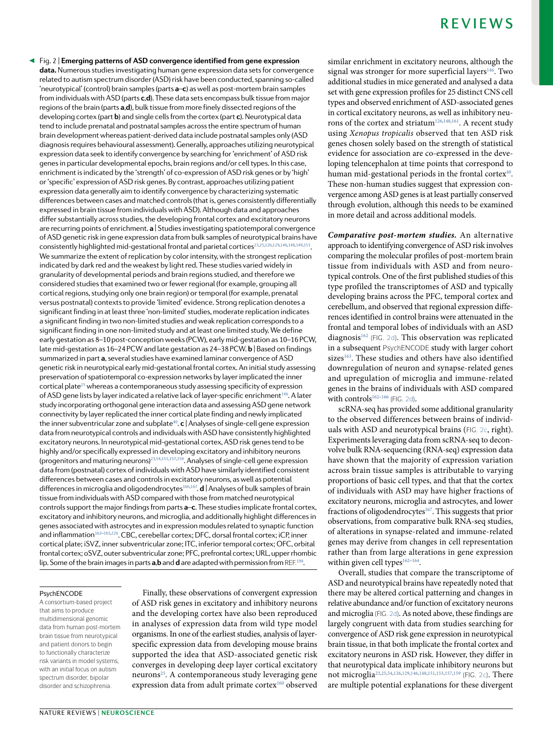◀ Fig. 2 | **Emerging patterns of ASD convergence identified from gene expression data.** Numerous studies investigating human gene expression data sets for convergence related to autism spectrum disorder (ASD) risk have been conducted, spanning so-called 'neurotypical' (control) brain samples (parts **a**–**c**) as well as post-mortem brain samples from individuals with ASD (parts **c**,**d**). These data sets encompass bulk tissue from major regions of the brain (parts **a**,**d**), bulk tissue from more finely dissected regions of the developing cortex (part **b**) and single cells from the cortex (part **c**). Neurotypical data tend to include prenatal and postnatal samples across the entire spectrum of human brain development whereas patient-derived data include postnatal samples only (ASD diagnosis requires behavioural assessment). Generally, approaches utilizing neurotypical expression data seek to identify convergence by searching for 'enrichment' of ASD risk genes in particular developmental epochs, brain regions and/or cell types. In this case, enrichment is indicated by the 'strength' of co-expression of ASD risk genes or by 'high' or 'specific' expression of ASD risk genes. By contrast, approaches utilizing patient expression data generally aim to identify convergence by characterizing systematic differences between cases and matched controls (that is, genes consistently differentially expressed in brain tissue from individuals with ASD). Although data and approaches differ substantially across studies, the developing frontal cortex and excitatory neurons are recurring points of enrichment. **a** | Studies investigating spatiotemporal convergence of ASD genetic risk in gene expression data from bulk samples of neurotypical brains have consistently highlighted mid-gestational frontal and parietal cortices[23,25,126,129,146,148,149,153]. We summarize the extent of replication by color intensity, with the strongest replication indicated by dark red and the weakest by light red. These studies varied widely in granularity of developmental periods and brain regions studied, and therefore we considered studies that examined two or fewer regional (for example, grouping all cortical regions, studying only one brain region) or temporal (for example, prenatal versus postnatal) contexts to provide 'limited' evidence. Strong replication denotes a significant finding in at least three 'non-limited' studies, moderate replication indicates a significant finding in two non-limited studies and weak replication corresponds to a significant finding in one non-limited study and at least one limited study. We define early gestation as 8–10 post-conception weeks (PCW), early mid-gestation as 10–16 PCW, late mid-gestation as 16–24 PCW and late gestation as 24–38 PCW. **b** | Based on findings summarized in part **a**, several studies have examined laminar convergence of ASD genetic risk in neurotypical early mid-gestational frontal cortex. An initial study assessing preservation of spatiotemporal co-expression networks by layer implicated the inner cortical plate[25] whereas a contemporaneous study assessing specificity of expression of ASD gene lists by layer indicated a relative lack of layer-specific enrichment[146]. A later study incorporating orthogonal gene interaction data and assessing ASD gene network connectivity by layer replicated the inner cortical plate finding and newly implicated the inner subventricular zone and subplate[40]. **c** | Analyses of single-cell gene expression data from neurotypical controls and individuals with ASD have consistently highlighted excitatory neurons. In neurotypical mid-gestational cortex, ASD risk genes tend to be highly and/or specifically expressed in developing excitatory and inhibitory neurons (progenitors and maturing neurons)[23,54,151,157,159]. Analyses of single-cell gene expression data from (postnatal) cortex of individuals with ASD have similarly identified consistent differences between cases and controls in excitatory neurons, as well as potential differences in microglia and oligodendrocytes[166,167]. **d** | Analyses of bulk samples of brain tissue from individuals with ASD compared with those from matched neurotypical controls support the major findings from parts **a**–**c**. These studies implicate frontal cortex, excitatory and inhibitory neurons, and microglia, and additionally highlight differences in genes associated with astrocytes and in expression modules related to synaptic function and inflammation[162–165,226]. CBC, cerebellar cortex; DFC, dorsal frontal cortex; iCP, inner cortical plate; iSVZ, inner subventricular zone; ITC, inferior temporal cortex; OFC, orbital frontal cortex; oSVZ, outer subventricular zone; PFC, prefrontal cortex; URL, upper rhombic lip. Some of the brain images in parts **a**,**d** and **d** are adapted with permission from REF.[199].

**PsychENCODE**
A consortium-based project that aims to produce multidimensional genomic data from human post-mortem brain tissue from neurotypical and patient donors to begin to functionally characterize risk variants in model systems, with an initial focus on autism spectrum disorder, bipolar disorder and schizophrenia.

Finally, these observations of convergent expression of ASD risk genes in excitatory and inhibitory neurons and the developing cortex have also been reproduced in analyses of expression data from wild type model organisms. In one of the earliest studies, analysis of layer-specific expression data from developing mouse brains supported the idea that ASD-associated genetic risk converges in developing deep layer cortical excitatory neurons[25]. A contemporaneous study leveraging gene expression data from adult primate cortex[160] observed similar enrichment in excitatory neurons, although the signal was stronger for more superficial layers[146]. Two additional studies in mice generated and analysed a data set with gene expression profiles for 25 distinct CNS cell types and observed enrichment of ASD-associated genes in cortical excitatory neurons, as well as inhibitory neurons of the cortex and striatum[126,148,161]. A recent study using *Xenopus tropicalis* observed that ten ASD risk genes chosen solely based on the strength of statistical evidence for association are co-expressed in the developing telencephalon at time points that correspond to human mid-gestational periods in the frontal cortex[40]. These non-human studies suggest that expression convergence among ASD genes is at least partially conserved through evolution, although this needs to be examined in more detail and across additional models.

***Comparative post-mortem studies.*** An alternative approach to identifying convergence of ASD risk involves comparing the molecular profiles of post-mortem brain tissue from individuals with ASD and from neurotypical controls. One of the first published studies of this type profiled the transcriptomes of ASD and typically developing brains across the PFC, temporal cortex and cerebellum, and observed that regional expression differences identified in control brains were attenuated in the frontal and temporal lobes of individuals with an ASD diagnosis[162] (FIG. 2d). This observation was replicated in a subsequent PsychENCODE study with larger cohort sizes[163]. These studies and others have also identified downregulation of neuron and synapse-related genes and upregulation of microglia and immune-related genes in the brains of individuals with ASD compared with controls[162–166] (FIG. 2d).

scRNA-seq has provided some additional granularity to the observed differences between brains of individuals with ASD and neurotypical brains (FIG. 2c, right). Experiments leveraging data from scRNA-seq to deconvolve bulk RNA-sequencing (RNA-seq) expression data have shown that the majority of expression variation across brain tissue samples is attributable to varying proportions of basic cell types, and that that the cortex of individuals with ASD may have higher fractions of excitatory neurons, microglia and astrocytes, and lower fractions of oligodendrocytes[167]. This suggests that prior observations, from comparative bulk RNA-seq studies, of alterations in synapse-related and immune-related genes may derive from changes in cell representation rather than from large alterations in gene expression within given cell types[162–164].

Overall, studies that compare the transcriptome of ASD and neurotypical brains have repeatedly noted that there may be altered cortical patterning and changes in relative abundance and/or function of excitatory neurons and microglia (FIG. 2d). As noted above, these findings are largely congruent with data from studies searching for convergence of ASD risk gene expression in neurotypical brain tissue, in that both implicate the frontal cortex and excitatory neurons in ASD risk. However, they differ in that neurotypical data implicate inhibitory neurons but not microglia[23,25,54,126,129,146,148,151,153,157,159] (FIG. 2c). There are multiple potential explanations for these divergent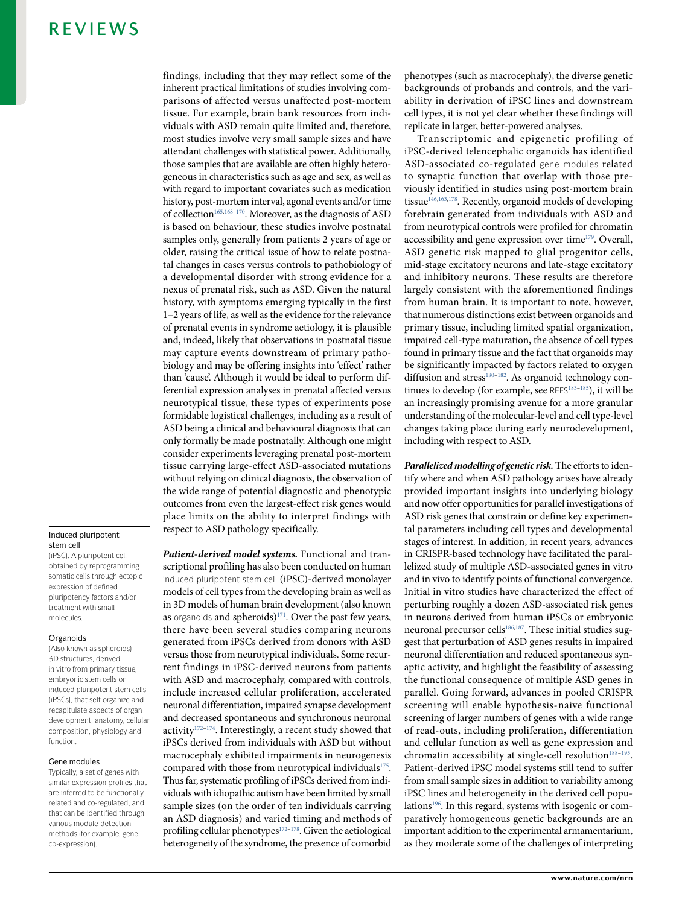findings, including that they may reflect some of the inherent practical limitations of studies involving comparisons of affected versus unaffected post-mortem tissue. For example, brain bank resources from individuals with ASD remain quite limited and, therefore, most studies involve very small sample sizes and have attendant challenges with statistical power. Additionally, those samples that are available are often highly heterogeneous in characteristics such as age and sex, as well as with regard to important covariates such as medication history, post-mortem interval, agonal events and/or time of collection[165,168–170]. Moreover, as the diagnosis of ASD is based on behaviour, these studies involve postnatal samples only, generally from patients 2 years of age or older, raising the critical issue of how to relate postnatal changes in cases versus controls to pathobiology of a developmental disorder with strong evidence for a nexus of prenatal risk, such as ASD. Given the natural history, with symptoms emerging typically in the first 1–2 years of life, as well as the evidence for the relevance of prenatal events in syndrome aetiology, it is plausible and, indeed, likely that observations in postnatal tissue may capture events downstream of primary pathobiology and may be offering insights into 'effect' rather than 'cause'. Although it would be ideal to perform differential expression analyses in prenatal affected versus neurotypical tissue, these types of experiments pose formidable logistical challenges, including as a result of ASD being a clinical and behavioural diagnosis that can only formally be made postnatally. Although one might consider experiments leveraging prenatal post-mortem tissue carrying large-effect ASD-associated mutations without relying on clinical diagnosis, the observation of the wide range of potential diagnostic and phenotypic outcomes from even the largest-effect risk genes would place limits on the ability to interpret findings with respect to ASD pathology specifically.

***Patient-derived model systems.*** Functional and transcriptional profiling has also been conducted on human induced pluripotent stem cell (iPSC)-derived monolayer models of cell types from the developing brain as well as in 3D models of human brain development (also known as organoids and spheroids)[171]. Over the past few years, there have been several studies comparing neurons generated from iPSCs derived from donors with ASD versus those from neurotypical individuals. Some recurrent findings in iPSC-derived neurons from patients with ASD and macrocephaly, compared with controls, include increased cellular proliferation, accelerated neuronal differentiation, impaired synapse development and decreased spontaneous and synchronous neuronal activity[172–174]. Interestingly, a recent study showed that iPSCs derived from individuals with ASD but without macrocephaly exhibited impairments in neurogenesis compared with those from neurotypical individuals[175]. Thus far, systematic profiling of iPSCs derived from individuals with idiopathic autism have been limited by small sample sizes (on the order of ten individuals carrying an ASD diagnosis) and varied timing and methods of profiling cellular phenotypes[172–178]. Given the aetiological heterogeneity of the syndrome, the presence of comorbid phenotypes (such as macrocephaly), the diverse genetic backgrounds of probands and controls, and the variability in derivation of iPSC lines and downstream cell types, it is not yet clear whether these findings will replicate in larger, better-powered analyses.

Transcriptomic and epigenetic profiling of iPSC-derived telencephalic organoids has identified ASD-associated co-regulated gene modules related to synaptic function that overlap with those previously identified in studies using post-mortem brain tissue[146,163,178]. Recently, organoid models of developing forebrain generated from individuals with ASD and from neurotypical controls were profiled for chromatin accessibility and gene expression over time[179]. Overall, ASD genetic risk mapped to glial progenitor cells, mid-stage excitatory neurons and late-stage excitatory and inhibitory neurons. These results are therefore largely consistent with the aforementioned findings from human brain. It is important to note, however, that numerous distinctions exist between organoids and primary tissue, including limited spatial organization, impaired cell-type maturation, the absence of cell types found in primary tissue and the fact that organoids may be significantly impacted by factors related to oxygen diffusion and stress[180–182]. As organoid technology continues to develop (for example, see REFS[183–185]), it will be an increasingly promising avenue for a more granular understanding of the molecular-level and cell type-level changes taking place during early neurodevelopment, including with respect to ASD.

***Parallelized modelling of genetic risk.*** The efforts to identify where and when ASD pathology arises have already provided important insights into underlying biology and now offer opportunities for parallel investigations of ASD risk genes that constrain or define key experimental parameters including cell types and developmental stages of interest. In addition, in recent years, advances in CRISPR-based technology have facilitated the parallelized study of multiple ASD-associated genes in vitro and in vivo to identify points of functional convergence. Initial in vitro studies have characterized the effect of perturbing roughly a dozen ASD-associated risk genes in neurons derived from human iPSCs or embryonic neuronal precursor cells[186,187]. These initial studies suggest that perturbation of ASD genes results in impaired neuronal differentiation and reduced spontaneous synaptic activity, and highlight the feasibility of assessing the functional consequence of multiple ASD genes in parallel. Going forward, advances in pooled CRISPR screening will enable hypothesis-naive functional screening of larger numbers of genes with a wide range of read-outs, including proliferation, differentiation and cellular function as well as gene expression and chromatin accessibility at single-cell resolution[188–195]. Patient-derived iPSC model systems still tend to suffer from small sample sizes in addition to variability among iPSC lines and heterogeneity in the derived cell populations[196]. In this regard, systems with isogenic or comparatively homogeneous genetic backgrounds are an important addition to the experimental armamentarium, as they moderate some of the challenges of interpreting

**Induced pluripotent stem cell**
(iPSC). A pluripotent cell obtained by reprogramming somatic cells through ectopic expression of defined pluripotency factors and/or treatment with small molecules.

**Organoids**
(Also known as spheroids) 3D structures, derived in vitro from primary tissue, embryonic stem cells or induced pluripotent stem cells (iPSCs), that self-organize and recapitulate aspects of organ development, anatomy, cellular composition, physiology and function.

**Gene modules**
Typically, a set of genes with similar expression profiles that are inferred to be functionally related and co-regulated, and that can be identified through various module-detection methods (for example, gene co-expression).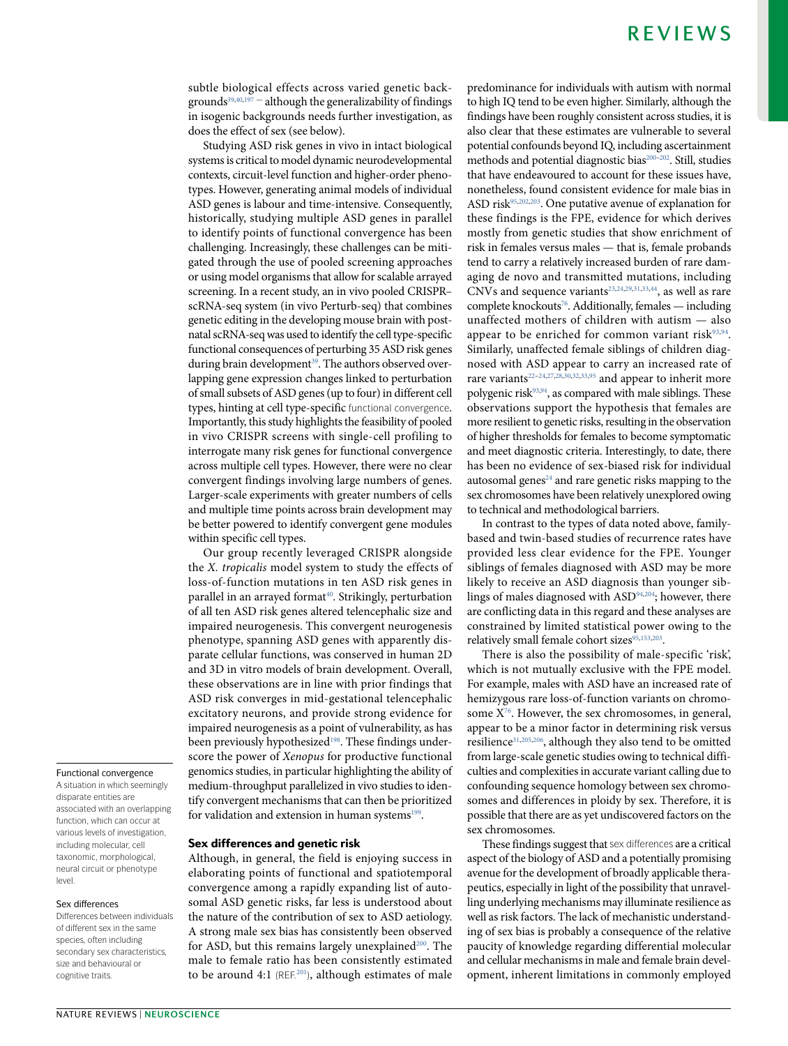subtle biological effects across varied genetic backgrounds[39,40,197] — although the generalizability of findings in isogenic backgrounds needs further investigation, as does the effect of sex (see below).

Studying ASD risk genes in vivo in intact biological systems is critical to model dynamic neurodevelopmental contexts, circuit-level function and higher-order phenotypes. However, generating animal models of individual ASD genes is labour and time-intensive. Consequently, historically, studying multiple ASD genes in parallel to identify points of functional convergence has been challenging. Increasingly, these challenges can be mitigated through the use of pooled screening approaches or using model organisms that allow for scalable arrayed screening. In a recent study, an in vivo pooled CRISPR–scRNA-seq system (in vivo Perturb-seq) that combines genetic editing in the developing mouse brain with postnatal scRNA-seq was used to identify the cell type-specific functional consequences of perturbing 35 ASD risk genes during brain development[39]. The authors observed overlapping gene expression changes linked to perturbation of small subsets of ASD genes (up to four) in different cell types, hinting at cell type-specific functional convergence. Importantly, this study highlights the feasibility of pooled in vivo CRISPR screens with single-cell profiling to interrogate many risk genes for functional convergence across multiple cell types. However, there were no clear convergent findings involving large numbers of genes. Larger-scale experiments with greater numbers of cells and multiple time points across brain development may be better powered to identify convergent gene modules within specific cell types.

Our group recently leveraged CRISPR alongside the *X. tropicalis* model system to study the effects of loss-of-function mutations in ten ASD risk genes in parallel in an arrayed format[40]. Strikingly, perturbation of all ten ASD risk genes altered telencephalic size and impaired neurogenesis. This convergent neurogenesis phenotype, spanning ASD genes with apparently disparate cellular functions, was conserved in human 2D and 3D in vitro models of brain development. Overall, these observations are in line with prior findings that ASD risk converges in mid-gestational telencephalic excitatory neurons, and provide strong evidence for impaired neurogenesis as a point of vulnerability, as has been previously hypothesized[198]. These findings underscore the power of *Xenopus* for productive functional genomics studies, in particular highlighting the ability of medium-throughput parallelized in vivo studies to identify convergent mechanisms that can then be prioritized for validation and extension in human systems[199].

**Functional convergence**
A situation in which seemingly disparate entities are associated with an overlapping function, which can occur at various levels of investigation, including molecular, cell taxonomic, morphological, neural circuit or phenotype level.

**Sex differences**
Differences between individuals of different sex in the same species, often including secondary sex characteristics, size and behavioural or cognitive traits.

## Sex differences and genetic risk

Although, in general, the field is enjoying success in elaborating points of functional and spatiotemporal convergence among a rapidly expanding list of autosomal ASD genetic risks, far less is understood about the nature of the contribution of sex to ASD aetiology. A strong male sex bias has consistently been observed for ASD, but this remains largely unexplained[200]. The male to female ratio has been consistently estimated to be around 4:1 (REF. [201]), although estimates of male predominance for individuals with autism with normal to high IQ tend to be even higher. Similarly, although the findings have been roughly consistent across studies, it is also clear that these estimates are vulnerable to several potential confounds beyond IQ, including ascertainment methods and potential diagnostic bias[200–202]. Still, studies that have endeavoured to account for these issues have, nonetheless, found consistent evidence for male bias in ASD risk[95,202,203]. One putative avenue of explanation for these findings is the FPE, evidence for which derives mostly from genetic studies that show enrichment of risk in females versus males — that is, female probands tend to carry a relatively increased burden of rare damaging de novo and transmitted mutations, including CNVs and sequence variants[23,24,29,31,33,44], as well as rare complete knockouts[76]. Additionally, females — including unaffected mothers of children with autism — also appear to be enriched for common variant risk[93,94]. Similarly, unaffected female siblings of children diagnosed with ASD appear to carry an increased rate of rare variants[22–24,27,28,30,32,33,95] and appear to inherit more polygenic risk[93,94], as compared with male siblings. These observations support the hypothesis that females are more resilient to genetic risks, resulting in the observation of higher thresholds for females to become symptomatic and meet diagnostic criteria. Interestingly, to date, there has been no evidence of sex-biased risk for individual autosomal genes[24] and rare genetic risks mapping to the sex chromosomes have been relatively unexplored owing to technical and methodological barriers.

In contrast to the types of data noted above, family-based and twin-based studies of recurrence rates have provided less clear evidence for the FPE. Younger siblings of females diagnosed with ASD may be more likely to receive an ASD diagnosis than younger siblings of males diagnosed with ASD[94,204]; however, there are conflicting data in this regard and these analyses are constrained by limited statistical power owing to the relatively small female cohort sizes[95,153,203].

There is also the possibility of male-specific 'risk', which is not mutually exclusive with the FPE model. For example, males with ASD have an increased rate of hemizygous rare loss-of-function variants on chromosome X[76]. However, the sex chromosomes, in general, appear to be a minor factor in determining risk versus resilience[31,205,206], although they also tend to be omitted from large-scale genetic studies owing to technical difficulties and complexities in accurate variant calling due to confounding sequence homology between sex chromosomes and differences in ploidy by sex. Therefore, it is possible that there are as yet undiscovered factors on the sex chromosomes.

These findings suggest that sex differences are a critical aspect of the biology of ASD and a potentially promising avenue for the development of broadly applicable therapeutics, especially in light of the possibility that unravelling underlying mechanisms may illuminate resilience as well as risk factors. The lack of mechanistic understanding of sex bias is probably a consequence of the relative paucity of knowledge regarding differential molecular and cellular mechanisms in male and female brain development, inherent limitations in commonly employed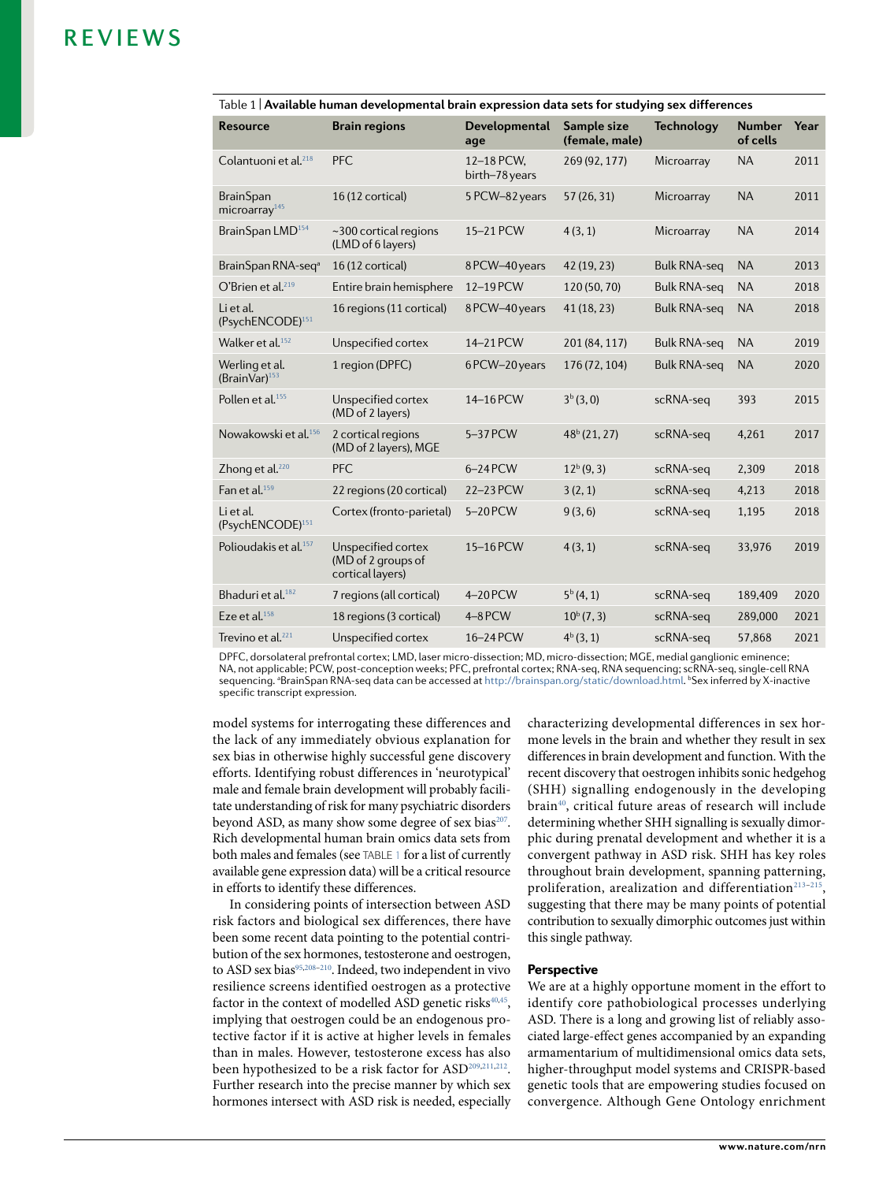Table 1 | **Available human developmental brain expression data sets for studying sex differences**

| Resource | Brain regions | Developmental age | Sample size (female, male) | Technology | Number of cells | Year |
|---|---|---|---|---|---|---|
| Colantuoni et al.[218] | PFC | 12–18 PCW, birth–78 years | 269 (92, 177) | Microarray | NA | 2011 |
| BrainSpan microarray[145] | 16 (12 cortical) | 5 PCW–82 years | 57 (26, 31) | Microarray | NA | 2011 |
| BrainSpan LMD[154] | ~300 cortical regions (LMD of 6 layers) | 15–21 PCW | 4 (3, 1) | Microarray | NA | 2014 |
| BrainSpan RNA-seq[a] | 16 (12 cortical) | 8 PCW–40 years | 42 (19, 23) | Bulk RNA-seq | NA | 2013 |
| O'Brien et al.[219] | Entire brain hemisphere | 12–19 PCW | 120 (50, 70) | Bulk RNA-seq | NA | 2018 |
| Li et al. (PsychENCODE)[151] | 16 regions (11 cortical) | 8 PCW–40 years | 41 (18, 23) | Bulk RNA-seq | NA | 2018 |
| Walker et al.[152] | Unspecified cortex | 14–21 PCW | 201 (84, 117) | Bulk RNA-seq | NA | 2019 |
| Werling et al. (BrainVar)[153] | 1 region (DPFC) | 6 PCW–20 years | 176 (72, 104) | Bulk RNA-seq | NA | 2020 |
| Pollen et al.[155] | Unspecified cortex (MD of 2 layers) | 14–16 PCW | 3[b] (3, 0) | scRNA-seq | 393 | 2015 |
| Nowakowski et al.[156] | 2 cortical regions (MD of 2 layers), MGE | 5–37 PCW | 48[b] (21, 27) | scRNA-seq | 4,261 | 2017 |
| Zhong et al.[220] | PFC | 6–24 PCW | 12[b] (9, 3) | scRNA-seq | 2,309 | 2018 |
| Fan et al.[159] | 22 regions (20 cortical) | 22–23 PCW | 3 (2, 1) | scRNA-seq | 4,213 | 2018 |
| Li et al. (PsychENCODE)[151] | Cortex (fronto-parietal) | 5–20 PCW | 9 (3, 6) | scRNA-seq | 1,195 | 2018 |
| Polioudakis et al.[157] | Unspecified cortex (MD of 2 groups of cortical layers) | 15–16 PCW | 4 (3, 1) | scRNA-seq | 33,976 | 2019 |
| Bhaduri et al.[182] | 7 regions (all cortical) | 4–20 PCW | 5[b] (4, 1) | scRNA-seq | 189,409 | 2020 |
| Eze et al.[158] | 18 regions (3 cortical) | 4–8 PCW | 10[b] (7, 3) | scRNA-seq | 289,000 | 2021 |
| Trevino et al.[221] | Unspecified cortex | 16–24 PCW | 4[b] (3, 1) | scRNA-seq | 57,868 | 2021 |

DPFC, dorsolateral prefrontal cortex; LMD, laser micro-dissection; MD, micro-dissection; MGE, medial ganglionic eminence; NA, not applicable; PCW, post-conception weeks; PFC, prefrontal cortex; RNA-seq, RNA sequencing; scRNA-seq, single-cell RNA sequencing. [a]BrainSpan RNA-seq data can be accessed at http://brainspan.org/static/download.html. [b]Sex inferred by X-inactive specific transcript expression.

model systems for interrogating these differences and the lack of any immediately obvious explanation for sex bias in otherwise highly successful gene discovery efforts. Identifying robust differences in 'neurotypical' male and female brain development will probably facilitate understanding of risk for many psychiatric disorders beyond ASD, as many show some degree of sex bias[207]. Rich developmental human brain omics data sets from both males and females (see TABLE 1 for a list of currently available gene expression data) will be a critical resource in efforts to identify these differences.

In considering points of intersection between ASD risk factors and biological sex differences, there have been some recent data pointing to the potential contribution of the sex hormones, testosterone and oestrogen, to ASD sex bias[95,208–210]. Indeed, two independent in vivo resilience screens identified oestrogen as a protective factor in the context of modelled ASD genetic risks[40,45], implying that oestrogen could be an endogenous protective factor if it is active at higher levels in females than in males. However, testosterone excess has also been hypothesized to be a risk factor for ASD[209,211,212]. Further research into the precise manner by which sex hormones intersect with ASD risk is needed, especially characterizing developmental differences in sex hormone levels in the brain and whether they result in sex differences in brain development and function. With the recent discovery that oestrogen inhibits sonic hedgehog (SHH) signalling endogenously in the developing brain[40], critical future areas of research will include determining whether SHH signalling is sexually dimorphic during prenatal development and whether it is a convergent pathway in ASD risk. SHH has key roles throughout brain development, spanning patterning, proliferation, arealization and differentiation[213–215], suggesting that there may be many points of potential contribution to sexually dimorphic outcomes just within this single pathway.

## Perspective

We are at a highly opportune moment in the effort to identify core pathobiological processes underlying ASD. There is a long and growing list of reliably associated large-effect genes accompanied by an expanding armamentarium of multidimensional omics data sets, higher-throughput model systems and CRISPR-based genetic tools that are empowering studies focused on convergence. Although Gene Ontology enrichment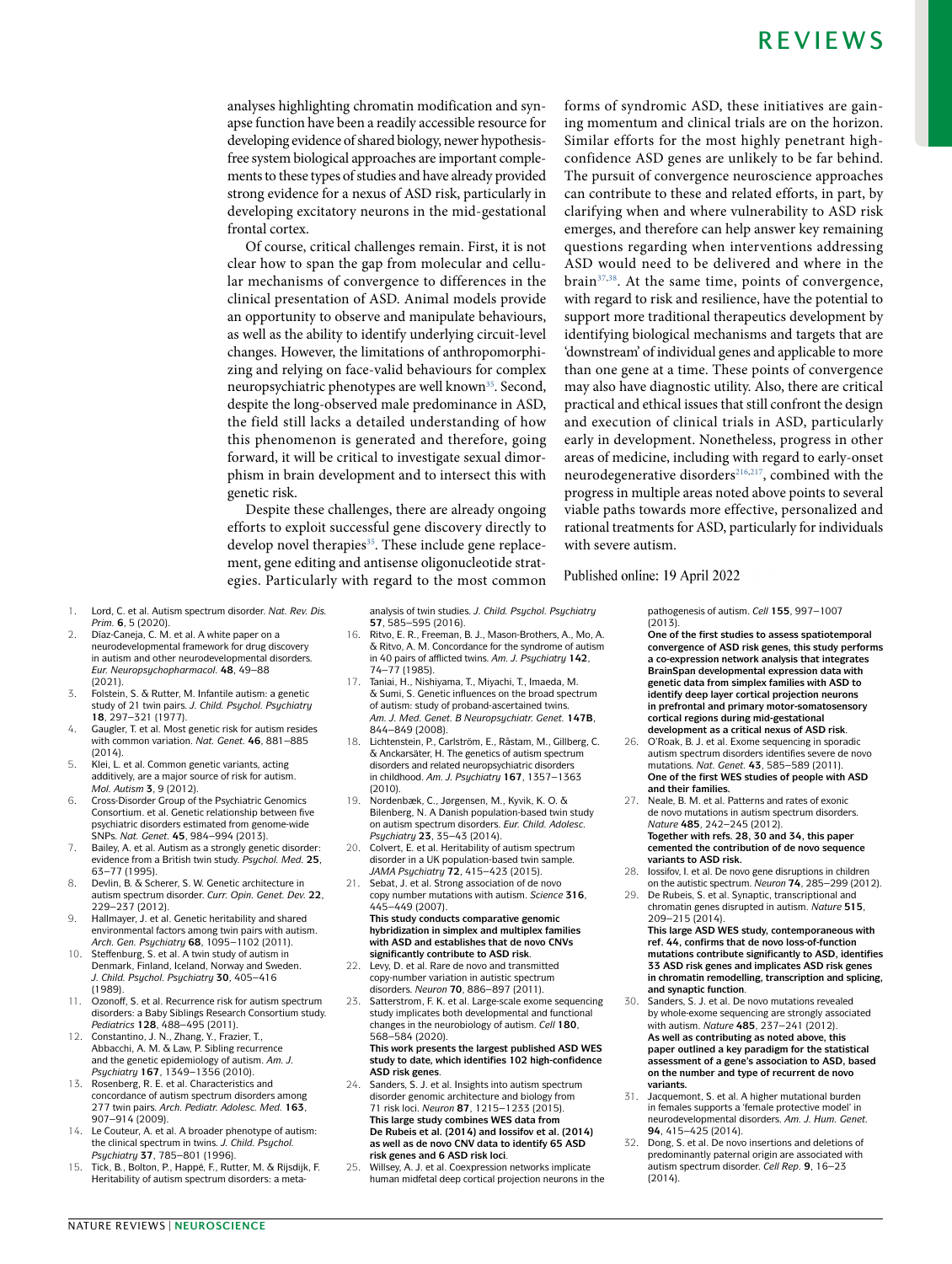analyses highlighting chromatin modification and synapse function have been a readily accessible resource for developing evidence of shared biology, newer hypothesis-free system biological approaches are important complements to these types of studies and have already provided strong evidence for a nexus of ASD risk, particularly in developing excitatory neurons in the mid-gestational frontal cortex.

Of course, critical challenges remain. First, it is not clear how to span the gap from molecular and cellular mechanisms of convergence to differences in the clinical presentation of ASD. Animal models provide an opportunity to observe and manipulate behaviours, as well as the ability to identify underlying circuit-level changes. However, the limitations of anthropomorphizing and relying on face-valid behaviours for complex neuropsychiatric phenotypes are well known[35]. Second, despite the long-observed male predominance in ASD, the field still lacks a detailed understanding of how this phenomenon is generated and therefore, going forward, it will be critical to investigate sexual dimorphism in brain development and to intersect this with genetic risk.

Despite these challenges, there are already ongoing efforts to exploit successful gene discovery directly to develop novel therapies[35]. These include gene replacement, gene editing and antisense oligonucleotide strategies. Particularly with regard to the most common forms of syndromic ASD, these initiatives are gaining momentum and clinical trials are on the horizon. Similar efforts for the most highly penetrant high-confidence ASD genes are unlikely to be far behind. The pursuit of convergence neuroscience approaches can contribute to these and related efforts, in part, by clarifying when and where vulnerability to ASD risk emerges, and therefore can help answer key remaining questions regarding when interventions addressing ASD would need to be delivered and where in the brain[37,38]. At the same time, points of convergence, with regard to risk and resilience, have the potential to support more traditional therapeutics development by identifying biological mechanisms and targets that are 'downstream' of individual genes and applicable to more than one gene at a time. These points of convergence may also have diagnostic utility. Also, there are critical practical and ethical issues that still confront the design and execution of clinical trials in ASD, particularly early in development. Nonetheless, progress in other areas of medicine, including with regard to early-onset neurodegenerative disorders[216,217], combined with the progress in multiple areas noted above points to several viable paths towards more effective, personalized and rational treatments for ASD, particularly for individuals with severe autism.

Published online: 19 April 2022

1. Lord, C. et al. Autism spectrum disorder. *Nat. Rev. Dis. Prim.* **6**, 5 (2020).
2. Díaz-Caneja, C. M. et al. A white paper on a neurodevelopmental framework for drug discovery in autism and other neurodevelopmental disorders. *Eur. Neuropsychopharmacol.* **48**, 49–88 (2021).
3. Folstein, S. & Rutter, M. Infantile autism: a genetic study of 21 twin pairs. *J. Child. Psychol. Psychiatry* **18**, 297–321 (1977).
4. Gaugler, T. et al. Most genetic risk for autism resides with common variation. *Nat. Genet.* **46**, 881–885 (2014).
5. Klei, L. et al. Common genetic variants, acting additively, are a major source of risk for autism. *Mol. Autism* **3**, 9 (2012).
6. Cross-Disorder Group of the Psychiatric Genomics Consortium. et al. Genetic relationship between five psychiatric disorders estimated from genome-wide SNPs. *Nat. Genet.* **45**, 984–994 (2013).
7. Bailey, A. et al. Autism as a strongly genetic disorder: evidence from a British twin study. *Psychol. Med.* **25**, 63–77 (1995).
8. Devlin, B. & Scherer, S. W. Genetic architecture in autism spectrum disorder. *Curr. Opin. Genet. Dev.* **22**, 229–237 (2012).
9. Hallmayer, J. et al. Genetic heritability and shared environmental factors among twin pairs with autism. *Arch. Gen. Psychiatry* **68**, 1095–1102 (2011).
10. Steffenburg, S. et al. A twin study of autism in Denmark, Finland, Iceland, Norway and Sweden. *J. Child. Psychol. Psychiatry* **30**, 405–416 (1989).
11. Ozonoff, S. et al. Recurrence risk for autism spectrum disorders: a Baby Siblings Research Consortium study. *Pediatrics* **128**, 488–495 (2011).
12. Constantino, J. N., Zhang, Y., Frazier, T., Abbacchi, A. M. & Law, P. Sibling recurrence and the genetic epidemiology of autism. *Am. J. Psychiatry* **167**, 1349–1356 (2010).
13. Rosenberg, R. E. et al. Characteristics and concordance of autism spectrum disorders among 277 twin pairs. *Arch. Pediatr. Adolesc. Med.* **163**, 907–914 (2009).
14. Le Couteur, A. et al. A broader phenotype of autism: the clinical spectrum in twins. *J. Child. Psychol. Psychiatry* **37**, 785–801 (1996).
15. Tick, B., Bolton, P., Happé, F., Rutter, M. & Rijsdijk, F. Heritability of autism spectrum disorders: a meta-analysis of twin studies. *J. Child. Psychol. Psychiatry* **57**, 585–595 (2016).
16. Ritvo, E. R., Freeman, B. J., Mason-Brothers, A., Mo, A. & Ritvo, A. M. Concordance for the syndrome of autism in 40 pairs of afflicted twins. *Am. J. Psychiatry* **142**, 74–77 (1985).
17. Taniai, H., Nishiyama, T., Miyachi, T., Imaeda, M. & Sumi, S. Genetic influences on the broad spectrum of autism: study of proband-ascertained twins. *Am. J. Med. Genet. B Neuropsychiatr. Genet.* **147B**, 844–849 (2008).
18. Lichtenstein, P., Carlström, E., Råstam, M., Gillberg, C. & Anckarsäter, H. The genetics of autism spectrum disorders and related neuropsychiatric disorders in childhood. *Am. J. Psychiatry* **167**, 1357–1363 (2010).
19. Nordenbæk, C., Jørgensen, M., Kyvik, K. O. & Bilenberg, N. A Danish population-based twin study on autism spectrum disorders. *Eur. Child. Adolesc. Psychiatry* **23**, 35–43 (2014).
20. Colvert, E. et al. Heritability of autism spectrum disorder in a UK population-based twin sample. *JAMA Psychiatry* **72**, 415–423 (2015).
21. Sebat, J. et al. Strong association of de novo copy number mutations with autism. *Science* **316**, 445–449 (2007).
**This study conducts comparative genomic hybridization in simplex and multiplex families with ASD and establishes that de novo CNVs significantly contribute to ASD risk.**
22. Levy, D. et al. Rare de novo and transmitted copy-number variation in autistic spectrum disorders. *Neuron* **70**, 886–897 (2011).
23. Satterstrom, F. K. et al. Large-scale exome sequencing study implicates both developmental and functional changes in the neurobiology of autism. *Cell* **180**, 568–584 (2020).
**This work presents the largest published ASD WES study to date, which identifies 102 high-confidence ASD risk genes.**
24. Sanders, S. J. et al. Insights into autism spectrum disorder genomic architecture and biology from 71 risk loci. *Neuron* **87**, 1215–1233 (2015).
**This large study combines WES data from De Rubeis et al. (2014) and Iossifov et al. (2014) as well as de novo CNV data to identify 65 ASD risk genes and 6 ASD risk loci.**
25. Willsey, A. J. et al. Coexpression networks implicate human midfetal deep cortical projection neurons in the pathogenesis of autism. *Cell* **155**, 997–1007 (2013).
**One of the first studies to assess spatiotemporal convergence of ASD risk genes, this study performs a co-expression network analysis that integrates BrainSpan developmental expression data with genetic data from simplex families with ASD to identify deep layer cortical projection neurons in prefrontal and primary motor-somatosensory cortical regions during mid-gestational development as a critical nexus of ASD risk.**
26. O'Roak, B. J. et al. Exome sequencing in sporadic autism spectrum disorders identifies severe de novo mutations. *Nat. Genet.* **43**, 585–589 (2011).
**One of the first WES studies of people with ASD and their families.**
27. Neale, B. M. et al. Patterns and rates of exonic de novo mutations in autism spectrum disorders. *Nature* **485**, 242–245 (2012).
**Together with refs. 28, 30 and 34, this paper cemented the contribution of de novo sequence variants to ASD risk.**
28. Iossifov, I. et al. De novo gene disruptions in children on the autistic spectrum. *Neuron* **74**, 285–299 (2012).
29. De Rubeis, S. et al. Synaptic, transcriptional and chromatin genes disrupted in autism. *Nature* **515**, 209–215 (2014).
**This large ASD WES study, contemporaneous with ref. 44, confirms that de novo loss-of-function mutations contribute significantly to ASD, identifies 33 ASD risk genes and implicates ASD risk genes in chromatin remodelling, transcription and splicing, and synaptic function.**
30. Sanders, S. J. et al. De novo mutations revealed by whole-exome sequencing are strongly associated with autism. *Nature* **485**, 237–241 (2012).
**As well as contributing as noted above, this paper outlined a key paradigm for the statistical assessment of a gene's association to ASD, based on the number and type of recurrent de novo variants.**
31. Jacquemont, S. et al. A higher mutational burden in females supports a 'female protective model' in neurodevelopmental disorders. *Am. J. Hum. Genet.* **94**, 415–425 (2014).
32. Dong, S. et al. De novo insertions and deletions of predominantly paternal origin are associated with autism spectrum disorder. *Cell Rep.* **9**, 16–23 (2014).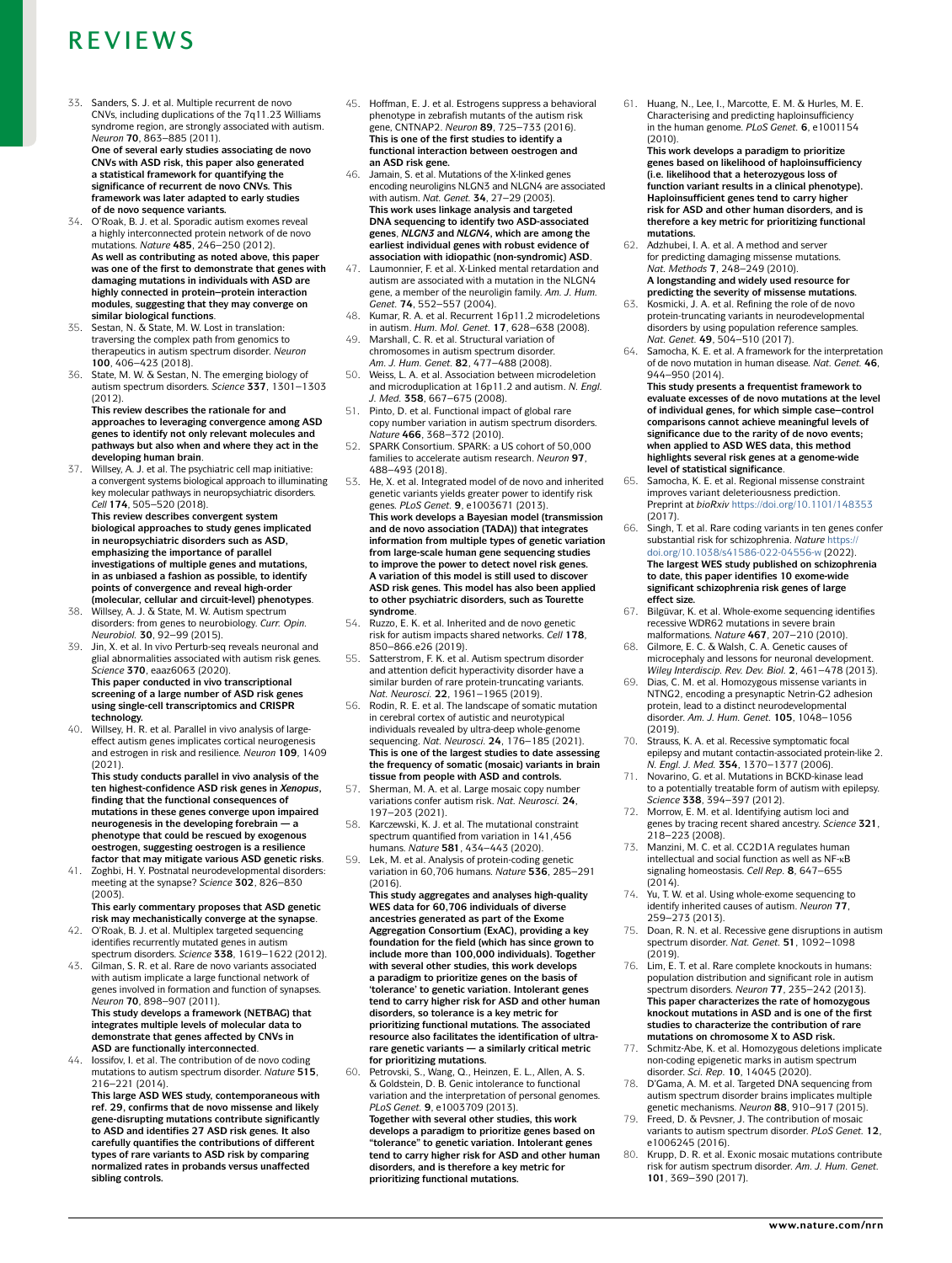33. Sanders, S. J. et al. Multiple recurrent de novo CNVs, including duplications of the 7q11.23 Williams syndrome region, are strongly associated with autism. *Neuron* **70**, 863–885 (2011).
**One of several early studies associating de novo CNVs with ASD risk, this paper also generated a statistical framework for quantifying the significance of recurrent de novo CNVs. This framework was later adapted to early studies of de novo sequence variants.**
34. O'Roak, B. J. et al. Sporadic autism exomes reveal a highly interconnected protein network of de novo mutations. *Nature* **485**, 246–250 (2012).
**As well as contributing as noted above, this paper was one of the first to demonstrate that genes with damaging mutations in individuals with ASD are highly connected in protein–protein interaction modules, suggesting that they may converge on similar biological functions.**
35. Sestan, N. & State, M. W. Lost in translation: traversing the complex path from genomics to therapeutics in autism spectrum disorder. *Neuron* **100**, 406–423 (2018).
36. State, M. W. & Sestan, N. The emerging biology of autism spectrum disorders. *Science* **337**, 1301–1303 (2012).
**This review describes the rationale for and approaches to leveraging convergence among ASD genes to identify not only relevant molecules and pathways but also when and where they act in the developing human brain.**
37. Willsey, A. J. et al. The psychiatric cell map initiative: a convergent systems biological approach to illuminating key molecular pathways in neuropsychiatric disorders. *Cell* **174**, 505–520 (2018).
**This review describes convergent system biological approaches to study genes implicated in neuropsychiatric disorders such as ASD, emphasizing the importance of parallel investigations of multiple genes and mutations, in as unbiased a fashion as possible, to identify points of convergence and reveal higher-order (molecular, cellular and circuit-level) phenotypes.**
38. Willsey, A. J. & State, M. W. Autism spectrum disorders: from genes to neurobiology. *Curr. Opin. Neurobiol.* **30**, 92–99 (2015).
39. Jin, X. et al. In vivo Perturb-seq reveals neuronal and glial abnormalities associated with autism risk genes. *Science* **370**, eaaz6063 (2020).
**This paper conducted in vivo transcriptional screening of a large number of ASD risk genes using single-cell transcriptomics and CRISPR technology.**
40. Willsey, H. R. et al. Parallel in vivo analysis of large-effect autism genes implicates cortical neurogenesis and estrogen in risk and resilience. *Neuron* **109**, 1409 (2021).
**This study conducts parallel in vivo analysis of the ten highest-confidence ASD risk genes in *Xenopus*, finding that the functional consequences of mutations in these genes converge upon impaired neurogenesis in the developing forebrain — a phenotype that could be rescued by exogenous oestrogen, suggesting oestrogen is a resilience factor that may mitigate various ASD genetic risks.**
41. Zoghbi, H. Y. Postnatal neurodevelopmental disorders: meeting at the synapse? *Science* **302**, 826–830 (2003).
**This early commentary proposes that ASD genetic risk may mechanistically converge at the synapse.**
42. O'Roak, B. J. et al. Multiplex targeted sequencing identifies recurrently mutated genes in autism spectrum disorders. *Science* **338**, 1619–1622 (2012).
43. Gilman, S. R. et al. Rare de novo variants associated with autism implicate a large functional network of genes involved in formation and function of synapses. *Neuron* **70**, 898–907 (2011).
**This study develops a framework (NETBAG) that integrates multiple levels of molecular data to demonstrate that genes affected by CNVs in ASD are functionally interconnected.**
44. Iossifov, I. et al. The contribution of de novo coding mutations to autism spectrum disorder. *Nature* **515**, 216–221 (2014).
**This large ASD WES study, contemporaneous with ref. 29, confirms that de novo missense and likely gene-disrupting mutations contribute significantly to ASD and identifies 27 ASD risk genes. It also carefully quantifies the contributions of different types of rare variants to ASD risk by comparing normalized rates in probands versus unaffected sibling controls.**
45. Hoffman, E. J. et al. Estrogens suppress a behavioral phenotype in zebrafish mutants of the autism risk gene, CNTNAP2. *Neuron* **89**, 725–733 (2016).
**This is one of the first studies to identify a functional interaction between oestrogen and an ASD risk gene.**
46. Jamain, S. et al. Mutations of the X-linked genes encoding neuroligins NLGN3 and NLGN4 are associated with autism. *Nat. Genet.* **34**, 27–29 (2003).
**This work uses linkage analysis and targeted DNA sequencing to identify two ASD-associated genes, *NLGN3* and *NLGN4*, which are among the earliest individual genes with robust evidence of association with idiopathic (non-syndromic) ASD.**
47. Laumonnier, F. et al. X-Linked mental retardation and autism are associated with a mutation in the NLGN4 gene, a member of the neuroligin family. *Am. J. Hum. Genet.* **74**, 552–557 (2004).
48. Kumar, R. A. et al. Recurrent 16p11.2 microdeletions in autism. *Hum. Mol. Genet.* **17**, 628–638 (2008).
49. Marshall, C. R. et al. Structural variation of chromosomes in autism spectrum disorder. *Am. J. Hum. Genet.* **82**, 477–488 (2008).
50. Weiss, L. A. et al. Association between microdeletion and microduplication at 16p11.2 and autism. *N. Engl. J. Med.* **358**, 667–675 (2008).
51. Pinto, D. et al. Functional impact of global rare copy number variation in autism spectrum disorders. *Nature* **466**, 368–372 (2010).
52. SPARK Consortium. SPARK: a US cohort of 50,000 families to accelerate autism research. *Neuron* **97**, 488–493 (2018).
53. He, X. et al. Integrated model of de novo and inherited genetic variants yields greater power to identify risk genes. *PLoS Genet.* **9**, e1003671 (2013).
**This work develops a Bayesian model (transmission and de novo association (TADA)) that integrates information from multiple types of genetic variation from large-scale human gene sequencing studies to improve the power to detect novel risk genes. A variation of this model is still used to discover ASD risk genes. This model has also been applied to other psychiatric disorders, such as Tourette syndrome.**
54. Ruzzo, E. K. et al. Inherited and de novo genetic risk for autism impacts shared networks. *Cell* **178**, 850–866.e26 (2019).
55. Satterstrom, F. K. et al. Autism spectrum disorder and attention deficit hyperactivity disorder have a similar burden of rare protein-truncating variants. *Nat. Neurosci.* **22**, 1961–1965 (2019).
56. Rodin, R. E. et al. The landscape of somatic mutation in cerebral cortex of autistic and neurotypical individuals revealed by ultra-deep whole-genome sequencing. *Nat. Neurosci.* **24**, 176–185 (2021).
**This is one of the largest studies to date assessing the frequency of somatic (mosaic) variants in brain tissue from people with ASD and controls.**
57. Sherman, M. A. et al. Large mosaic copy number variations confer autism risk. *Nat. Neurosci.* **24**, 197–203 (2021).
58. Karczewski, K. J. et al. The mutational constraint spectrum quantified from variation in 141,456 humans. *Nature* **581**, 434–443 (2020).
59. Lek, M. et al. Analysis of protein-coding genetic variation in 60,706 humans. *Nature* **536**, 285–291 (2016).
**This study aggregates and analyses high-quality WES data for 60,706 individuals of diverse ancestries generated as part of the Exome Aggregation Consortium (ExAC), providing a key foundation for the field (which has since grown to include more than 100,000 individuals). Together with several other studies, this work develops a paradigm to prioritize genes on the basis of 'tolerance' to genetic variation. Intolerant genes tend to carry higher risk for ASD and other human disorders, so tolerance is a key metric for prioritizing functional mutations. The associated resource also facilitates the identification of ultra-rare genetic variants — a similarly critical metric for prioritizing mutations.**
60. Petrovski, S., Wang, Q., Heinzen, E. L., Allen, A. S. & Goldstein, D. B. Genic intolerance to functional variation and the interpretation of personal genomes. *PLoS Genet.* **9**, e1003709 (2013).
**Together with several other studies, this work develops a paradigm to prioritize genes based on "tolerance" to genetic variation. Intolerant genes tend to carry higher risk for ASD and other human disorders, and is therefore a key metric for prioritizing functional mutations.**
61. Huang, N., Lee, I., Marcotte, E. M. & Hurles, M. E. Characterising and predicting haploinsufficiency in the human genome. *PLoS Genet.* **6**, e1001154 (2010).
**This work develops a paradigm to prioritize genes based on likelihood of haploinsufficiency (i.e. likelihood that a heterozygous loss of function variant results in a clinical phenotype). Haploinsufficient genes tend to carry higher risk for ASD and other human disorders, and is therefore a key metric for prioritizing functional mutations.**
62. Adzhubei, I. A. et al. A method and server for predicting damaging missense mutations. *Nat. Methods* **7**, 248–249 (2010).
**A longstanding and widely used resource for predicting the severity of missense mutations.**
63. Kosmicki, J. A. et al. Refining the role of de novo protein-truncating variants in neurodevelopmental disorders by using population reference samples. *Nat. Genet.* **49**, 504–510 (2017).
64. Samocha, K. E. et al. A framework for the interpretation of de novo mutation in human disease. *Nat. Genet.* **46**, 944–950 (2014).
**This study presents a frequentist framework to evaluate excesses of de novo mutations at the level of individual genes, for which simple case–control comparisons cannot achieve meaningful levels of significance due to the rarity of de novo events; when applied to ASD WES data, this method highlights several risk genes at a genome-wide level of statistical significance.**
65. Samocha, K. E. et al. Regional missense constraint improves variant deleteriousness prediction. Preprint at *bioRxiv* https://doi.org/10.1101/148353 (2017).
66. Singh, T. et al. Rare coding variants in ten genes confer substantial risk for schizophrenia. *Nature* https://doi.org/10.1038/s41586-022-04556-w (2022).
**The largest WES study published on schizophrenia to date, this paper identifies 10 exome-wide significant schizophrenia risk genes of large effect size.**
67. Bilgüvar, K. et al. Whole-exome sequencing identifies recessive WDR62 mutations in severe brain malformations. *Nature* **467**, 207–210 (2010).
68. Gilmore, E. C. & Walsh, C. A. Genetic causes of microcephaly and lessons for neuronal development. *Wiley Interdiscip. Rev. Dev. Biol.* **2**, 461–478 (2013).
69. Dias, C. M. et al. Homozygous missense variants in NTNG2, encoding a presynaptic Netrin-G2 adhesion protein, lead to a distinct neurodevelopmental disorder. *Am. J. Hum. Genet.* **105**, 1048–1056 (2019).
70. Strauss, K. A. et al. Recessive symptomatic focal epilepsy and mutant contactin-associated protein-like 2. *N. Engl. J. Med.* **354**, 1370–1377 (2006).
71. Novarino, G. et al. Mutations in BCKD-kinase lead to a potentially treatable form of autism with epilepsy. *Science* **338**, 394–397 (2012).
72. Morrow, E. M. et al. Identifying autism loci and genes by tracing recent shared ancestry. *Science* **321**, 218–223 (2008).
73. Manzini, M. C. et al. CC2D1A regulates human intellectual and social function as well as NF-κB signaling homeostasis. *Cell Rep.* **8**, 647–655 (2014).
74. Yu, T. W. et al. Using whole-exome sequencing to identify inherited causes of autism. *Neuron* **77**, 259–273 (2013).
75. Doan, R. N. et al. Recessive gene disruptions in autism spectrum disorder. *Nat. Genet.* **51**, 1092–1098 (2019).
76. Lim, E. T. et al. Rare complete knockouts in humans: population distribution and significant role in autism spectrum disorders. *Neuron* **77**, 235–242 (2013).
**This paper characterizes the rate of homozygous knockout mutations in ASD and is one of the first studies to characterize the contribution of rare mutations on chromosome X to ASD risk.**
77. Schmitz-Abe, K. et al. Homozygous deletions implicate non-coding epigenetic marks in autism spectrum disorder. *Sci. Rep.* **10**, 14045 (2020).
78. D'Gama, A. M. et al. Targeted DNA sequencing from autism spectrum disorder brains implicates multiple genetic mechanisms. *Neuron* **88**, 910–917 (2015).
79. Freed, D. & Pevsner, J. The contribution of mosaic variants to autism spectrum disorder. *PLoS Genet.* **12**, e1006245 (2016).
80. Krupp, D. R. et al. Exonic mosaic mutations contribute risk for autism spectrum disorder. *Am. J. Hum. Genet.* **101**, 369–390 (2017).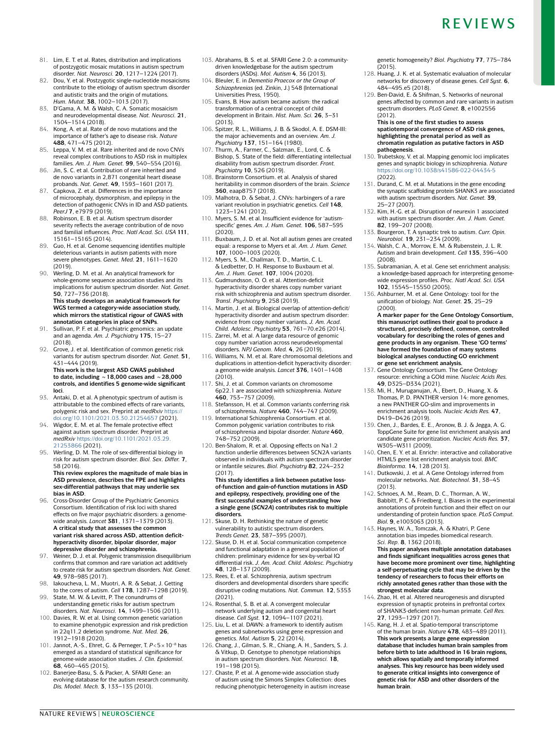81. Lim, E. T. et al. Rates, distribution and implications of postzygotic mosaic mutations in autism spectrum disorder. *Nat. Neurosci.* **20**, 1217–1224 (2017).
82. Dou, Y. et al. Postzygotic single-nucleotide mosaicisms contribute to the etiology of autism spectrum disorder and autistic traits and the origin of mutations. *Hum. Mutat.* **38**, 1002–1013 (2017).
83. D'Gama, A. M. & Walsh, C. A. Somatic mosaicism and neurodevelopmental disease. *Nat. Neurosci.* **21**, 1504–1514 (2018).
84. Kong, A. et al. Rate of de novo mutations and the importance of father's age to disease risk. *Nature* **488**, 471–475 (2012).
85. Leppa, V. M. et al. Rare inherited and de novo CNVs reveal complex contributions to ASD risk in multiplex families. *Am. J. Hum. Genet.* **99**, 540–554 (2016).
86. Jin, S. C. et al. Contribution of rare inherited and de novo variants in 2,871 congenital heart disease probands. *Nat. Genet.* **49**, 1593–1601 (2017).
87. Capkova, Z. et al. Differences in the importance of microcephaly, dysmorphism, and epilepsy in the detection of pathogenic CNVs in ID and ASD patients. *PeerJ* **7**, e7979 (2019).
88. Robinson, E. B. et al. Autism spectrum disorder severity reflects the average contribution of de novo and familial influences. *Proc. Natl Acad. Sci. USA* **111**, 15161–15165 (2014).
89. Guo, H. et al. Genome sequencing identifies multiple deleterious variants in autism patients with more severe phenotypes. *Genet. Med.* **21**, 1611–1620 (2019).
90. Werling, D. M. et al. An analytical framework for whole-genome sequence association studies and its implications for autism spectrum disorder. *Nat. Genet.* **50**, 727–736 (2018).
**This study develops an analytical framework for WGS termed a category-wide association study, which mirrors the statistical rigour of GWAS with annotation categories in place of SNPs.**
91. Sullivan, P. F. et al. Psychiatric genomics: an update and an agenda. *Am. J. Psychiatry* **175**, 15–27 (2018).
92. Grove, J. et al. Identification of common genetic risk variants for autism spectrum disorder. *Nat. Genet.* **51**, 431–444 (2019).
**This work is the largest ASD GWAS published to date, including ~18,000 cases and ~28,000 controls, and identifies 5 genome-wide significant loci.**
93. Antaki, D. et al. A phenotypic spectrum of autism is attributable to the combined effects of rare variants, polygenic risk and sex. Preprint at *medRxiv* https://doi.org/10.1101/2021.03.30.21254657 (2021).
94. Wigdor, E. M. et al. The female protective effect against autism spectrum disorder. Preprint at *medRxiv* https://doi.org/10.1101/2021.03.29.21253866 (2021).
95. Werling, D. M. The role of sex-differential biology in risk for autism spectrum disorder. *Biol. Sex. Differ.* **7**, 58 (2016).
**This review explores the magnitude of male bias in ASD prevalence, describes the FPE and highlights sex-differential pathways that may underlie sex bias in ASD.**
96. Cross-Disorder Group of the Psychiatric Genomics Consortium. Identification of risk loci with shared effects on five major psychiatric disorders: a genome-wide analysis. *Lancet* **381**, 1371–1379 (2013).
**A critical study that assesses the common variant risk shared across ASD, attention deficit-hyperactivity disorder, bipolar disorder, major depressive disorder and schizophrenia.**
97. Weiner, D. J. et al. Polygenic transmission disequilibrium confirms that common and rare variation act additively to create risk for autism spectrum disorders. *Nat. Genet.* **49**, 978–985 (2017).
98. Iakoucheva, L. M., Muotri, A. R. & Sebat, J. Getting to the cores of autism. *Cell* **178**, 1287–1298 (2019).
99. State, M. W. & Levitt, P. The conundrums of understanding genetic risks for autism spectrum disorders. *Nat. Neurosci.* **14**, 1499–1506 (2011).
100. Davies, R. W. et al. Using common genetic variation to examine phenotypic expression and risk prediction in 22q11.2 deletion syndrome. *Nat. Med.* **26**, 1912–1918 (2020).
101. Jannot, A.-S., Ehret, G. & Perneger, T. $P<5\times10^{-8}$ has emerged as a standard of statistical significance for genome-wide association studies. *J. Clin. Epidemiol.* **68**, 460–465 (2015).
102. Banerjee-Basu, S. & Packer, A. SFARI Gene: an evolving database for the autism research community. *Dis. Model. Mech.* **3**, 133–135 (2010).
103. Abrahams, B. S. et al. SFARI Gene 2.0: a community-driven knowledgebase for the autism spectrum disorders (ASDs). *Mol. Autism* **4**, 36 (2013).
104. Bleuler, E. in *Dementia Praecox or the Group of Schizophrenias* (ed. Zinkin, J.) 548 (International Universities Press, 1950).
105. Evans, B. How autism became autism: the radical transformation of a central concept of child development in Britain. *Hist. Hum. Sci.* **26**, 3–31 (2013).
106. Spitzer, R. L., Williams, J. B. & Skodol, A. E. DSM-III: the major achievements and an overview. *Am. J. Psychiatry* **137**, 151–164 (1980).
107. Thurm, A., Farmer, C., Salzman, E., Lord, C. & Bishop, S. State of the field: differentiating intellectual disability from autism spectrum disorder. *Front. Psychiatry* **10**, 526 (2019).
108. Brainstorm Consortium. et al. Analysis of shared heritability in common disorders of the brain. *Science* **360**, eaap8757 (2018).
109. Malhotra, D. & Sebat, J. CNVs: harbingers of a rare variant revolution in psychiatric genetics. *Cell* **148**, 1223–1241 (2012).
110. Myers, S. M. et al. Insufficient evidence for 'autism-specific' genes. *Am. J. Hum. Genet.* **106**, 587–595 (2020).
111. Buxbaum, J. D. et al. Not all autism genes are created equal: a response to Myers et al. *Am. J. Hum. Genet.* **107**, 1000–1003 (2020).
112. Myers, S. M., Challman, T. D., Martin, C. L. & Ledbetter, D. H. Response to Buxbaum et al. *Am. J. Hum. Genet.* **107**, 1004 (2020).
113. Gudmundsson, O. O. et al. Attention-deficit hyperactivity disorder shares copy number variant risk with schizophrenia and autism spectrum disorder. *Transl. Psychiatry* **9**, 258 (2019).
114. Martin, J. et al. Biological overlap of attention-deficit/hyperactivity disorder and autism spectrum disorder: evidence from copy number variants. *J. Am. Acad. Child. Adolesc. Psychiatry* **53**, 761–70.e26 (2014).
115. Zarrei, M. et al. A large data resource of genomic copy number variation across neurodevelopmental disorders. *NPJ Genom. Med.* **4**, 26 (2019).
116. Williams, N. M. et al. Rare chromosomal deletions and duplications in attention-deficit hyperactivity disorder: a genome-wide analysis. *Lancet* **376**, 1401–1408 (2010).
117. Shi, J. et al. Common variants on chromosome 6p22.1 are associated with schizophrenia. *Nature* **460**, 753–757 (2009).
118. Stefansson, H. et al. Common variants conferring risk of schizophrenia. *Nature* **460**, 744–747 (2009).
119. International Schizophrenia Consortium. et al. Common polygenic variation contributes to risk of schizophrenia and bipolar disorder. *Nature* **460**, 748–752 (2009).
120. Ben-Shalom, R. et al. Opposing effects on $Na_V1.2$ function underlie differences between SCN2A variants observed in individuals with autism spectrum disorder or infantile seizures. *Biol. Psychiatry* **82**, 224–232 (2017).
**This study identifies a link between putative loss-of-function and gain-of-function mutations in ASD and epilepsy, respectively, providing one of the first successful examples of understanding how a single gene (*SCN2A*) contributes risk to multiple disorders.**
121. Skuse, D. H. Rethinking the nature of genetic vulnerability to autistic spectrum disorders. *Trends Genet.* **23**, 387–395 (2007).
122. Skuse, D. H. et al. Social communication competence and functional adaptation in a general population of children: preliminary evidence for sex-by-verbal IQ differential risk. *J. Am. Acad. Child. Adolesc. Psychiatry* **48**, 128–137 (2009).
123. Rees, E. et al. Schizophrenia, autism spectrum disorders and developmental disorders share specific disruptive coding mutations. *Nat. Commun.* **12**, 5353 (2021).
124. Rosenthal, S. B. et al. A convergent molecular network underlying autism and congenital heart disease. *Cell Syst.* **12**, 1094–1107 (2021).
125. Liu, L. et al. DAWN: a framework to identify autism genes and subnetworks using gene expression and genetics. *Mol. Autism* **5**, 22 (2014).
126. Chang, J., Gilman, S. R., Chiang, A. H., Sanders, S. J. & Vitkup, D. Genotype to phenotype relationships in autism spectrum disorders. *Nat. Neurosci.* **18**, 191–198 (2015).
127. Chaste, P. et al. A genome-wide association study of autism using the Simons Simplex Collection: does reducing phenotypic heterogeneity in autism increase genetic homogeneity? *Biol. Psychiatry* **77**, 775–784 (2015).
128. Huang, J. K. et al. Systematic evaluation of molecular networks for discovery of disease genes. *Cell Syst.* **6**, 484–495.e5 (2018).
129. Ben-David, E. & Shifman, S. Networks of neuronal genes affected by common and rare variants in autism spectrum disorders. *PLoS Genet.* **8**, e1002556 (2012).
**This is one of the first studies to assess spatiotemporal convergence of ASD risk genes, highlighting the prenatal period as well as chromatin regulation as putative factors in ASD pathogenesis.**
130. Trubetskoy, V. et al. Mapping genomic loci implicates genes and synaptic biology in schizophrenia. *Nature* https://doi.org/10.1038/s41586-022-04434-5 (2022).
131. Durand, C. M. et al. Mutations in the gene encoding the synaptic scaffolding protein SHANK3 are associated with autism spectrum disorders. *Nat. Genet.* **39**, 25–27 (2007).
132. Kim, H.-G. et al. Disruption of neurexin 1 associated with autism spectrum disorder. *Am. J. Hum. Genet.* **82**, 199–207 (2008).
133. Bourgeron, T. A synaptic trek to autism. *Curr. Opin. Neurobiol.* **19**, 231–234 (2009).
134. Walsh, C. A., Morrow, E. M. & Rubenstein, J. L. R. Autism and brain development. *Cell* **135**, 396–400 (2008).
135. Subramanian, A. et al. Gene set enrichment analysis: a knowledge-based approach for interpreting genome-wide expression profiles. *Proc. Natl Acad. Sci. USA* **102**, 15545–15550 (2005).
136. Ashburner, M. et al. Gene Ontology: tool for the unification of biology. *Nat. Genet.* **25**, 25–29 (2000).
**A marker paper for the Gene Ontology Consortium, this manuscript outlines their goal to produce a structured, precisely defined, common, controlled vocabulary for describing the roles of genes and gene products in any organism. These 'GO terms' have formed the foundation of many systems biological analyses conducting GO enrichment or gene set enrichment analysis.**
137. Gene Ontology Consortium. The Gene Ontology resource: enriching a GOld mine. *Nucleic Acids Res.* **49**, D325–D334 (2021).
138. Mi, H., Muruganujan, A., Ebert, D., Huang, X. & Thomas, P. D. PANTHER version 14: more genomes, a new PANTHER GO-slim and improvements in enrichment analysis tools. *Nucleic Acids Res.* **47**, D419–D426 (2019).
139. Chen, J., Bardes, E. E., Aronow, B. J. & Jegga, A. G. ToppGene Suite for gene list enrichment analysis and candidate gene prioritization. *Nucleic Acids Res.* **37**, W305–W311 (2009).
140. Chen, E. Y. et al. Enrichr: interactive and collaborative HTML5 gene list enrichment analysis tool. *BMC Bioinforma.* **14**, 128 (2013).
141. Dutkowski, J. et al. A Gene Ontology inferred from molecular networks. *Nat. Biotechnol.* **31**, 38–45 (2013).
142. Schnoes, A. M., Ream, D. C., Thorman, A. W., Babbitt, P. C. & Friedberg, I. Biases in the experimental annotations of protein function and their effect on our understanding of protein function space. *PLoS Comput. Biol.* **9**, e1003063 (2013).
143. Haynes, W. A., Tomczak, A. & Khatri, P. Gene annotation bias impedes biomedical research. *Sci. Rep.* **8**, 1362 (2018).
**This paper analyses multiple annotation databases and finds significant inequalities across genes that have become more prominent over time, highlighting a self-perpetuating cycle that may be driven by the tendency of researchers to focus their efforts on richly annotated genes rather than those with the strongest molecular data.**
144. Zhao, H. et al. Altered neurogenesis and disrupted expression of synaptic proteins in prefrontal cortex of SHANK3-deficient non-human primate. *Cell Res.* **27**, 1293–1297 (2017).
145. Kang, H. J. et al. Spatio-temporal transcriptome of the human brain. *Nature* **478**, 483–489 (2011).
**This work presents a large gene expression database that includes human brain samples from before birth to late adulthood in 16 brain regions, which allows spatially and temporally informed analyses. This key resource has been widely used to generate critical insights into convergence of genetic risk for ASD and other disorders of the human brain.**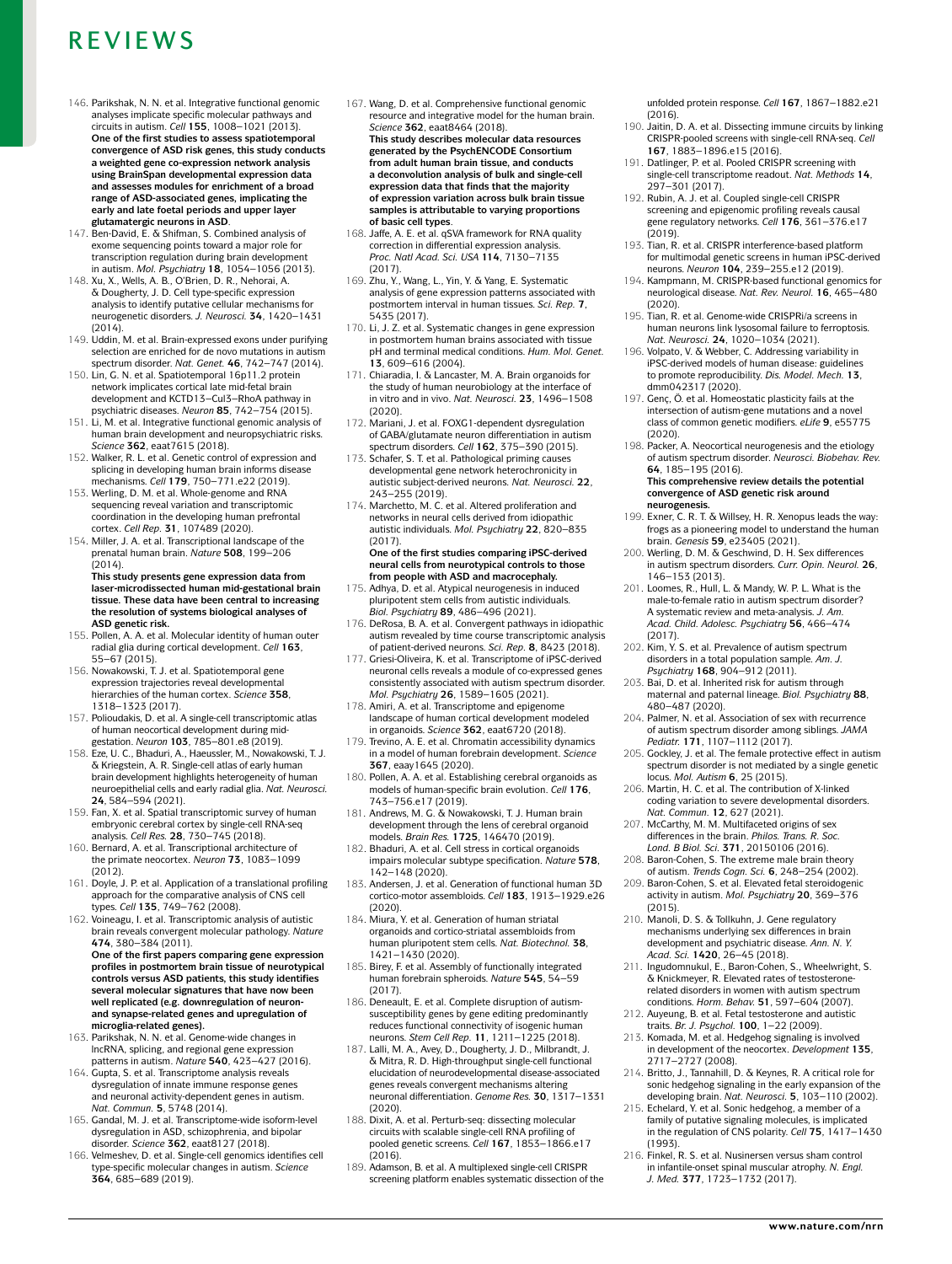146. Parikshak, N. N. et al. Integrative functional genomic analyses implicate specific molecular pathways and circuits in autism. *Cell* **155**, 1008–1021 (2013). **One of the first studies to assess spatiotemporal convergence of ASD risk genes, this study conducts a weighted gene co-expression network analysis using BrainSpan developmental expression data and assesses modules for enrichment of a broad range of ASD-associated genes, implicating the early and late foetal periods and upper layer glutamatergic neurons in ASD**.
147. Ben-David, E. & Shifman, S. Combined analysis of exome sequencing points toward a major role for transcription regulation during brain development in autism. *Mol. Psychiatry* **18**, 1054–1056 (2013).
148. Xu, X., Wells, A. B., O'Brien, D. R., Nehorai, A. & Dougherty, J. D. Cell type-specific expression analysis to identify putative cellular mechanisms for neurogenetic disorders. *J. Neurosci.* **34**, 1420–1431 (2014).
149. Uddin, M. et al. Brain-expressed exons under purifying selection are enriched for de novo mutations in autism spectrum disorder. *Nat. Genet.* **46**, 742–747 (2014).
150. Lin, G. N. et al. Spatiotemporal 16p11.2 protein network implicates cortical late mid-fetal brain development and KCTD13–Cul3–RhoA pathway in psychiatric diseases. *Neuron* **85**, 742–754 (2015).
151. Li, M. et al. Integrative functional genomic analysis of human brain development and neuropsychiatric risks. *Science* **362**, eaat7615 (2018).
152. Walker, R. L. et al. Genetic control of expression and splicing in developing human brain informs disease mechanisms. *Cell* **179**, 750–771.e22 (2019).
153. Werling, D. M. et al. Whole-genome and RNA sequencing reveal variation and transcriptomic coordination in the developing human prefrontal cortex. *Cell Rep.* **31**, 107489 (2020).
154. Miller, J. A. et al. Transcriptional landscape of the prenatal human brain. *Nature* **508**, 199–206 (2014). **This study presents gene expression data from laser-microdissected human mid-gestational brain tissue. These data have been central to increasing the resolution of systems biological analyses of ASD genetic risk.**
155. Pollen, A. A. et al. Molecular identity of human outer radial glia during cortical development. *Cell* **163**, 55–67 (2015).
156. Nowakowski, T. J. et al. Spatiotemporal gene expression trajectories reveal developmental hierarchies of the human cortex. *Science* **358**, 1318–1323 (2017).
157. Polioudakis, D. et al. A single-cell transcriptomic atlas of human neocortical development during mid-gestation. *Neuron* **103**, 785–801.e8 (2019).
158. Eze, U. C., Bhaduri, A., Haeussler, M., Nowakowski, T. J. & Kriegstein, A. R. Single-cell atlas of early human brain development highlights heterogeneity of human neuroepithelial cells and early radial glia. *Nat. Neurosci.* **24**, 584–594 (2021).
159. Fan, X. et al. Spatial transcriptomic survey of human embryonic cerebral cortex by single-cell RNA-seq analysis. *Cell Res.* **28**, 730–745 (2018).
160. Bernard, A. et al. Transcriptional architecture of the primate neocortex. *Neuron* **73**, 1083–1099 (2012).
161. Doyle, J. P. et al. Application of a translational profiling approach for the comparative analysis of CNS cell types. *Cell* **135**, 749–762 (2008).
162. Voineagu, I. et al. Transcriptomic analysis of autistic brain reveals convergent molecular pathology. *Nature* **474**, 380–384 (2011). **One of the first papers comparing gene expression profiles in postmortem brain tissue of neurotypical controls versus ASD patients, this study identifies several molecular signatures that have now been well replicated (e.g. downregulation of neuron- and synapse-related genes and upregulation of microglia-related genes).**
163. Parikshak, N. N. et al. Genome-wide changes in lncRNA, splicing, and regional gene expression patterns in autism. *Nature* **540**, 423–427 (2016).
164. Gupta, S. et al. Transcriptome analysis reveals dysregulation of innate immune response genes and neuronal activity-dependent genes in autism. *Nat. Commun.* **5**, 5748 (2014).
165. Gandal, M. J. et al. Transcriptome-wide isoform-level dysregulation in ASD, schizophrenia, and bipolar disorder. *Science* **362**, eaat8127 (2018).
166. Velmeshev, D. et al. Single-cell genomics identifies cell type-specific molecular changes in autism. *Science* **364**, 685–689 (2019).
167. Wang, D. et al. Comprehensive functional genomic resource and integrative model for the human brain. *Science* **362**, eaat8464 (2018). **This study describes molecular data resources generated by the PsychENCODE Consortium from adult human brain tissue, and conducts a deconvolution analysis of bulk and single-cell expression data that finds that the majority of expression variation across bulk brain tissue samples is attributable to varying proportions of basic cell types**.
168. Jaffe, A. E. et al. qSVA framework for RNA quality correction in differential expression analysis. *Proc. Natl Acad. Sci. USA* **114**, 7130–7135 (2017).
169. Zhu, Y., Wang, L., Yin, Y. & Yang, E. Systematic analysis of gene expression patterns associated with postmortem interval in human tissues. *Sci. Rep.* **7**, 5435 (2017).
170. Li, J. Z. et al. Systematic changes in gene expression in postmortem human brains associated with tissue pH and terminal medical conditions. *Hum. Mol. Genet.* **13**, 609–616 (2004).
171. Chiaradia, I. & Lancaster, M. A. Brain organoids for the study of human neurobiology at the interface of in vitro and in vivo. *Nat. Neurosci.* **23**, 1496–1508 (2020).
172. Mariani, J. et al. FOXG1-dependent dysregulation of GABA/glutamate neuron differentiation in autism spectrum disorders. *Cell* **162**, 375–390 (2015).
173. Schafer, S. T. et al. Pathological priming causes developmental gene network heterochronicity in autistic subject-derived neurons. *Nat. Neurosci.* **22**, 243–255 (2019).
174. Marchetto, M. C. et al. Altered proliferation and networks in neural cells derived from idiopathic autistic individuals. *Mol. Psychiatry* **22**, 820–835 (2017). **One of the first studies comparing iPSC-derived neural cells from neurotypical controls to those from people with ASD and macrocephaly.**
175. Adhya, D. et al. Atypical neurogenesis in induced pluripotent stem cells from autistic individuals. *Biol. Psychiatry* **89**, 486–496 (2021).
176. DeRosa, B. A. et al. Convergent pathways in idiopathic autism revealed by time course transcriptomic analysis of patient-derived neurons. *Sci. Rep.* **8**, 8423 (2018).
177. Griesi-Oliveira, K. et al. Transcriptome of iPSC-derived neuronal cells reveals a module of co-expressed genes consistently associated with autism spectrum disorder. *Mol. Psychiatry* **26**, 1589–1605 (2021).
178. Amiri, A. et al. Transcriptome and epigenome landscape of human cortical development modeled in organoids. *Science* **362**, eaat6720 (2018).
179. Trevino, A. E. et al. Chromatin accessibility dynamics in a model of human forebrain development. *Science* **367**, eaay1645 (2020).
180. Pollen, A. A. et al. Establishing cerebral organoids as models of human-specific brain evolution. *Cell* **176**, 743–756.e17 (2019).
181. Andrews, M. G. & Nowakowski, T. J. Human brain development through the lens of cerebral organoid models. *Brain Res.* **1725**, 146470 (2019).
182. Bhaduri, A. et al. Cell stress in cortical organoids impairs molecular subtype specification. *Nature* **578**, 142–148 (2020).
183. Andersen, J. et al. Generation of functional human 3D cortico-motor assembloids. *Cell* **183**, 1913–1929.e26 (2020).
184. Miura, Y. et al. Generation of human striatal organoids and cortico-striatal assembloids from human pluripotent stem cells. *Nat. Biotechnol.* **38**, 1421–1430 (2020).
185. Birey, F. et al. Assembly of functionally integrated human forebrain spheroids. *Nature* **545**, 54–59 (2017).
186. Deneault, E. et al. Complete disruption of autism-susceptibility genes by gene editing predominantly reduces functional connectivity of isogenic human neurons. *Stem Cell Rep.* **11**, 1211–1225 (2018).
187. Lalli, M. A., Avey, D., Dougherty, J. D., Milbrandt, J. & Mitra, R. D. High-throughput single-cell functional elucidation of neurodevelopmental disease-associated genes reveals convergent mechanisms altering neuronal differentiation. *Genome Res.* **30**, 1317–1331 (2020).
188. Dixit, A. et al. Perturb-seq: dissecting molecular circuits with scalable single-cell RNA profiling of pooled genetic screens. *Cell* **167**, 1853–1866.e17 (2016).
189. Adamson, B. et al. A multiplexed single-cell CRISPR screening platform enables systematic dissection of the unfolded protein response. *Cell* **167**, 1867–1882.e21 (2016).
190. Jaitin, D. A. et al. Dissecting immune circuits by linking CRISPR-pooled screens with single-cell RNA-seq. *Cell* **167**, 1883–1896.e15 (2016).
191. Datlinger, P. et al. Pooled CRISPR screening with single-cell transcriptome readout. *Nat. Methods* **14**, 297–301 (2017).
192. Rubin, A. J. et al. Coupled single-cell CRISPR screening and epigenomic profiling reveals causal gene regulatory networks. *Cell* **176**, 361–376.e17 (2019).
193. Tian, R. et al. CRISPR interference-based platform for multimodal genetic screens in human iPSC-derived neurons. *Neuron* **104**, 239–255.e12 (2019).
194. Kampmann, M. CRISPR-based functional genomics for neurological disease. *Nat. Rev. Neurol.* **16**, 465–480 (2020).
195. Tian, R. et al. Genome-wide CRISPRi/a screens in human neurons link lysosomal failure to ferroptosis. *Nat. Neurosci.* **24**, 1020–1034 (2021).
196. Volpato, V. & Webber, C. Addressing variability in iPSC-derived models of human disease: guidelines to promote reproducibility. *Dis. Model. Mech.* **13**, dmm042317 (2020).
197. Genç, Ö. et al. Homeostatic plasticity fails at the intersection of autism-gene mutations and a novel class of common genetic modifiers. *eLife* **9**, e55775 (2020).
198. Packer, A. Neocortical neurogenesis and the etiology of autism spectrum disorder. *Neurosci. Biobehav. Rev.* **64**, 185–195 (2016). **This comprehensive review details the potential convergence of ASD genetic risk around neurogenesis.**
199. Exner, C. R. T. & Willsey, H. R. Xenopus leads the way: frogs as a pioneering model to understand the human brain. *Genesis* **59**, e23405 (2021).
200. Werling, D. M. & Geschwind, D. H. Sex differences in autism spectrum disorders. *Curr. Opin. Neurol.* **26**, 146–153 (2013).
201. Loomes, R., Hull, L. & Mandy, W. P. L. What is the male-to-female ratio in autism spectrum disorder? A systematic review and meta-analysis. *J. Am. Acad. Child. Adolesc. Psychiatry* **56**, 466–474 (2017).
202. Kim, Y. S. et al. Prevalence of autism spectrum disorders in a total population sample. *Am. J. Psychiatry* **168**, 904–912 (2011).
203. Bai, D. et al. Inherited risk for autism through maternal and paternal lineage. *Biol. Psychiatry* **88**, 480–487 (2020).
204. Palmer, N. et al. Association of sex with recurrence of autism spectrum disorder among siblings. *JAMA Pediatr.* **171**, 1107–1112 (2017).
205. Gockley, J. et al. The female protective effect in autism spectrum disorder is not mediated by a single genetic locus. *Mol. Autism* **6**, 25 (2015).
206. Martin, H. C. et al. The contribution of X-linked coding variation to severe developmental disorders. *Nat. Commun.* **12**, 627 (2021).
207. McCarthy, M. M. Multifaceted origins of sex differences in the brain. *Philos. Trans. R. Soc. Lond. B Biol. Sci.* **371**, 20150106 (2016).
208. Baron-Cohen, S. The extreme male brain theory of autism. *Trends Cogn. Sci.* **6**, 248–254 (2002).
209. Baron-Cohen, S. et al. Elevated fetal steroidogenic activity in autism. *Mol. Psychiatry* **20**, 369–376 (2015).
210. Manoli, D. S. & Tollkuhn, J. Gene regulatory mechanisms underlying sex differences in brain development and psychiatric disease. *Ann. N. Y. Acad. Sci.* **1420**, 26–45 (2018).
211. Ingudomnukul, E., Baron-Cohen, S., Wheelwright, S. & Knickmeyer, R. Elevated rates of testosterone-related disorders in women with autism spectrum conditions. *Horm. Behav.* **51**, 597–604 (2007).
212. Auyeung, B. et al. Fetal testosterone and autistic traits. *Br. J. Psychol.* **100**, 1–22 (2009).
213. Komada, M. et al. Hedgehog signaling is involved in development of the neocortex. *Development* **135**, 2717–2727 (2008).
214. Britto, J., Tannahill, D. & Keynes, R. A critical role for sonic hedgehog signaling in the early expansion of the developing brain. *Nat. Neurosci.* **5**, 103–110 (2002).
215. Echelard, Y. et al. Sonic hedgehog, a member of a family of putative signaling molecules, is implicated in the regulation of CNS polarity. *Cell* **75**, 1417–1430 (1993).
216. Finkel, R. S. et al. Nusinersen versus sham control in infantile-onset spinal muscular atrophy. *N. Engl. J. Med.* **377**, 1723–1732 (2017).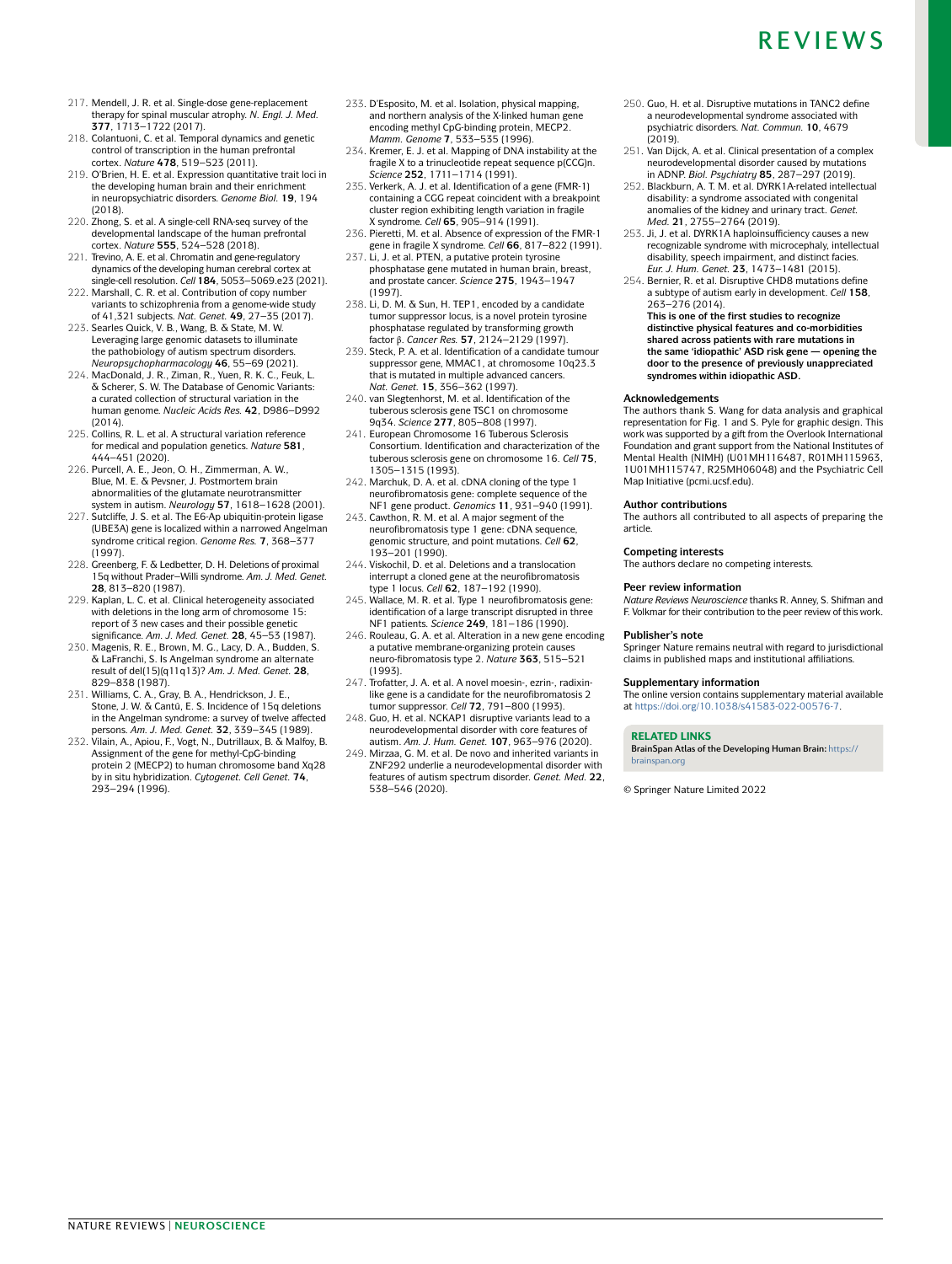217. Mendell, J. R. et al. Single-dose gene-replacement therapy for spinal muscular atrophy. *N. Engl. J. Med.* **377**, 1713–1722 (2017).
218. Colantuoni, C. et al. Temporal dynamics and genetic control of transcription in the human prefrontal cortex. *Nature* **478**, 519–523 (2011).
219. O'Brien, H. E. et al. Expression quantitative trait loci in the developing human brain and their enrichment in neuropsychiatric disorders. *Genome Biol.* **19**, 194 (2018).
220. Zhong, S. et al. A single-cell RNA-seq survey of the developmental landscape of the human prefrontal cortex. *Nature* **555**, 524–528 (2018).
221. Trevino, A. E. et al. Chromatin and gene-regulatory dynamics of the developing human cerebral cortex at single-cell resolution. *Cell* **184**, 5053–5069.e23 (2021).
222. Marshall, C. R. et al. Contribution of copy number variants to schizophrenia from a genome-wide study of 41,321 subjects. *Nat. Genet.* **49**, 27–35 (2017).
223. Searles Quick, V. B., Wang, B. & State, M. W. Leveraging large genomic datasets to illuminate the pathobiology of autism spectrum disorders. *Neuropsychopharmacology* **46**, 55–69 (2021).
224. MacDonald, J. R., Ziman, R., Yuen, R. K. C., Feuk, L. & Scherer, S. W. The Database of Genomic Variants: a curated collection of structural variation in the human genome. *Nucleic Acids Res.* **42**, D986–D992 (2014).
225. Collins, R. L. et al. A structural variation reference for medical and population genetics. *Nature* **581**, 444–451 (2020).
226. Purcell, A. E., Jeon, O. H., Zimmerman, A. W., Blue, M. E. & Pevsner, J. Postmortem brain abnormalities of the glutamate neurotransmitter system in autism. *Neurology* **57**, 1618–1628 (2001).
227. Sutcliffe, J. S. et al. The E6-Ap ubiquitin-protein ligase (UBE3A) gene is localized within a narrowed Angelman syndrome critical region. *Genome Res.* **7**, 368–377 (1997).
228. Greenberg, F. & Ledbetter, D. H. Deletions of proximal 15q without Prader–Willi syndrome. *Am. J. Med. Genet.* **28**, 813–820 (1987).
229. Kaplan, L. C. et al. Clinical heterogeneity associated with deletions in the long arm of chromosome 15: report of 3 new cases and their possible genetic significance. *Am. J. Med. Genet.* **28**, 45–53 (1987).
230. Magenis, R. E., Brown, M. G., Lacy, D. A., Budden, S. & LaFranchi, S. Is Angelman syndrome an alternate result of del(15)(q11q13)? *Am. J. Med. Genet.* **28**, 829–838 (1987).
231. Williams, C. A., Gray, B. A., Hendrickson, J. E., Stone, J. W. & Cantú, E. S. Incidence of 15q deletions in the Angelman syndrome: a survey of twelve affected persons. *Am. J. Med. Genet.* **32**, 339–345 (1989).
232. Vilain, A., Apiou, F., Vogt, N., Dutrillaux, B. & Malfoy, B. Assignment of the gene for methyl-CpG-binding protein 2 (MECP2) to human chromosome band Xq28 by in situ hybridization. *Cytogenet. Cell Genet.* **74**, 293–294 (1996).
233. D'Esposito, M. et al. Isolation, physical mapping, and northern analysis of the X-linked human gene encoding methyl CpG-binding protein, MECP2. *Mamm. Genome* **7**, 533–535 (1996).
234. Kremer, E. J. et al. Mapping of DNA instability at the fragile X to a trinucleotide repeat sequence p(CCG)n. *Science* **252**, 1711–1714 (1991).
235. Verkerk, A. J. et al. Identification of a gene (FMR-1) containing a CGG repeat coincident with a breakpoint cluster region exhibiting length variation in fragile X syndrome. *Cell* **65**, 905–914 (1991).
236. Pieretti, M. et al. Absence of expression of the FMR-1 gene in fragile X syndrome. *Cell* **66**, 817–822 (1991).
237. Li, J. et al. PTEN, a putative protein tyrosine phosphatase gene mutated in human brain, breast, and prostate cancer. *Science* **275**, 1943–1947 (1997).
238. Li, D. M. & Sun, H. TEP1, encoded by a candidate tumor suppressor locus, is a novel protein tyrosine phosphatase regulated by transforming growth factor β. *Cancer Res.* **57**, 2124–2129 (1997).
239. Steck, P. A. et al. Identification of a candidate tumour suppressor gene, MMAC1, at chromosome 10q23.3 that is mutated in multiple advanced cancers. *Nat. Genet.* **15**, 356–362 (1997).
240. van Slegtenhorst, M. et al. Identification of the tuberous sclerosis gene TSC1 on chromosome 9q34. *Science* **277**, 805–808 (1997).
241. European Chromosome 16 Tuberous Sclerosis Consortium. Identification and characterization of the tuberous sclerosis gene on chromosome 16. *Cell* **75**, 1305–1315 (1993).
242. Marchuk, D. A. et al. cDNA cloning of the type 1 neurofibromatosis gene: complete sequence of the NF1 gene product. *Genomics* **11**, 931–940 (1991).
243. Cawthon, R. M. et al. A major segment of the neurofibromatosis type 1 gene: cDNA sequence, genomic structure, and point mutations. *Cell* **62**, 193–201 (1990).
244. Viskochil, D. et al. Deletions and a translocation interrupt a cloned gene at the neurofibromatosis type 1 locus. *Cell* **62**, 187–192 (1990).
245. Wallace, M. R. et al. Type 1 neurofibromatosis gene: identification of a large transcript disrupted in three NF1 patients. *Science* **249**, 181–186 (1990).
246. Rouleau, G. A. et al. Alteration in a new gene encoding a putative membrane-organizing protein causes neuro-fibromatosis type 2. *Nature* **363**, 515–521 (1993).
247. Trofatter, J. A. et al. A novel moesin-, ezrin-, radixin-like gene is a candidate for the neurofibromatosis 2 tumor suppressor. *Cell* **72**, 791–800 (1993).
248. Guo, H. et al. NCKAP1 disruptive variants lead to a neurodevelopmental disorder with core features of autism. *Am. J. Hum. Genet.* **107**, 963–976 (2020).
249. Mirzaa, G. M. et al. De novo and inherited variants in ZNF292 underlie a neurodevelopmental disorder with features of autism spectrum disorder. *Genet. Med.* **22**, 538–546 (2020).
250. Guo, H. et al. Disruptive mutations in TANC2 define a neurodevelopmental syndrome associated with psychiatric disorders. *Nat. Commun.* **10**, 4679 (2019).
251. Van Dijck, A. et al. Clinical presentation of a complex neurodevelopmental disorder caused by mutations in ADNP. *Biol. Psychiatry* **85**, 287–297 (2019).
252. Blackburn, A. T. M. et al. DYRK1A-related intellectual disability: a syndrome associated with congenital anomalies of the kidney and urinary tract. *Genet. Med.* **21**, 2755–2764 (2019).
253. Ji, J. et al. DYRK1A haploinsufficiency causes a new recognizable syndrome with microcephaly, intellectual disability, speech impairment, and distinct facies. *Eur. J. Hum. Genet.* **23**, 1473–1481 (2015).
254. Bernier, R. et al. Disruptive CHD8 mutations define a subtype of autism early in development. *Cell* **158**, 263–276 (2014).
**This is one of the first studies to recognize distinctive physical features and co-morbidities shared across patients with rare mutations in the same 'idiopathic' ASD risk gene — opening the door to the presence of previously unappreciated syndromes within idiopathic ASD.**

#### Acknowledgements
The authors thank S. Wang for data analysis and graphical representation for Fig. 1 and S. Pyle for graphic design. This work was supported by a gift from the Overlook International Foundation and grant support from the National Institutes of Mental Health (NIMH) (U01MH116487, R01MH115963, 1U01MH115747, R25MH06048) and the Psychiatric Cell Map Initiative (pcmi.ucsf.edu).

#### Author contributions
The authors all contributed to all aspects of preparing the article.

#### Competing interests
The authors declare no competing interests.

#### Peer review information
*Nature Reviews Neuroscience* thanks R. Anney, S. Shifman and F. Volkmar for their contribution to the peer review of this work.

#### Publisher's note
Springer Nature remains neutral with regard to jurisdictional claims in published maps and institutional affiliations.

#### Supplementary information
The online version contains supplementary material available at https://doi.org/10.1038/s41583-022-00576-7.

#### RELATED LINKS
**BrainSpan Atlas of the Developing Human Brain:** https://brainspan.org

© Springer Nature Limited 2022